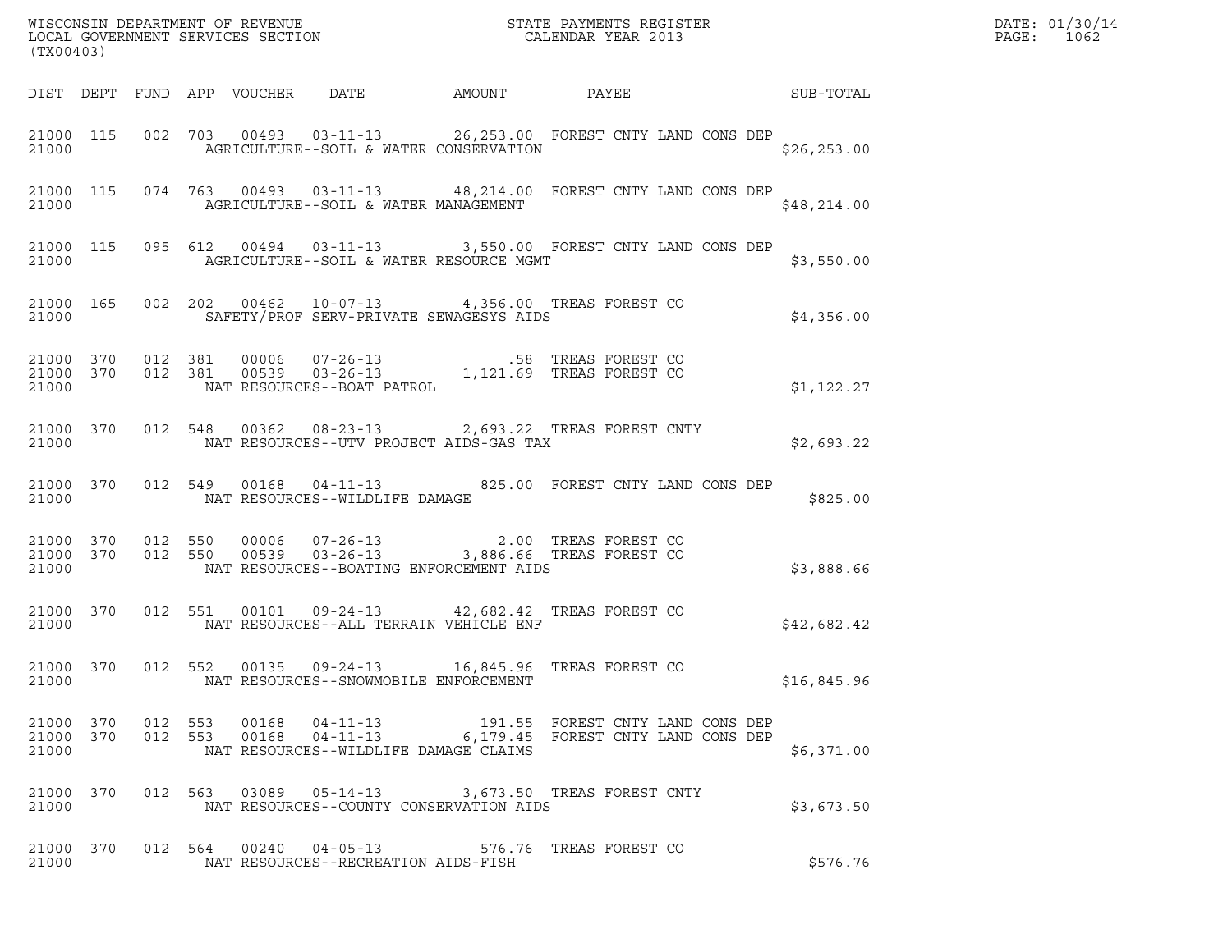WISCONSIN DEPARTMENT OF REVENUE
LOCAL GOVERNMENT SERVICES SECTION
(TX00403)

STATE PAYMENTS REGISTER
CALENDAR YEAR 2013

DATE: 01/30/14
PAGE: 1062

| DIST | DEPT | FUND | APP | VOUCHER | DATE | AMOUNT | PAYEE | SUB-TOTAL |
|---|---|---|---|---|---|---|---|---|
| 21000 | 115 | 002 | 703 | 00493 | 03-11-13 | 26,253.00 | FOREST CNTY LAND CONS DEP | |
| 21000 | | | | AGRICULTURE--SOIL & WATER CONSERVATION | | | | $26,253.00 |
| 21000 | 115 | 074 | 763 | 00493 | 03-11-13 | 48,214.00 | FOREST CNTY LAND CONS DEP | |
| 21000 | | | | AGRICULTURE--SOIL & WATER MANAGEMENT | | | | $48,214.00 |
| 21000 | 115 | 095 | 612 | 00494 | 03-11-13 | 3,550.00 | FOREST CNTY LAND CONS DEP | |
| 21000 | | | | AGRICULTURE--SOIL & WATER RESOURCE MGMT | | | | $3,550.00 |
| 21000 | 165 | 002 | 202 | 00462 | 10-07-13 | 4,356.00 | TREAS FOREST CO | |
| 21000 | | | | SAFETY/PROF SERV-PRIVATE SEWAGESYS AIDS | | | | $4,356.00 |
| 21000 | 370 | 012 | 381 | 00006 | 07-26-13 | .58 | TREAS FOREST CO | |
| 21000 | 370 | 012 | 381 | 00539 | 03-26-13 | 1,121.69 | TREAS FOREST CO | |
| 21000 | | | | NAT RESOURCES--BOAT PATROL | | | | $1,122.27 |
| 21000 | 370 | 012 | 548 | 00362 | 08-23-13 | 2,693.22 | TREAS FOREST CNTY | |
| 21000 | | | | NAT RESOURCES--UTV PROJECT AIDS-GAS TAX | | | | $2,693.22 |
| 21000 | 370 | 012 | 549 | 00168 | 04-11-13 | 825.00 | FOREST CNTY LAND CONS DEP | |
| 21000 | | | | NAT RESOURCES--WILDLIFE DAMAGE | | | | $825.00 |
| 21000 | 370 | 012 | 550 | 00006 | 07-26-13 | 2.00 | TREAS FOREST CO | |
| 21000 | 370 | 012 | 550 | 00539 | 03-26-13 | 3,886.66 | TREAS FOREST CO | |
| 21000 | | | | NAT RESOURCES--BOATING ENFORCEMENT AIDS | | | | $3,888.66 |
| 21000 | 370 | 012 | 551 | 00101 | 09-24-13 | 42,682.42 | TREAS FOREST CO | |
| 21000 | | | | NAT RESOURCES--ALL TERRAIN VEHICLE ENF | | | | $42,682.42 |
| 21000 | 370 | 012 | 552 | 00135 | 09-24-13 | 16,845.96 | TREAS FOREST CO | |
| 21000 | | | | NAT RESOURCES--SNOWMOBILE ENFORCEMENT | | | | $16,845.96 |
| 21000 | 370 | 012 | 553 | 00168 | 04-11-13 | 191.55 | FOREST CNTY LAND CONS DEP | |
| 21000 | 370 | 012 | 553 | 00168 | 04-11-13 | 6,179.45 | FOREST CNTY LAND CONS DEP | |
| 21000 | | | | NAT RESOURCES--WILDLIFE DAMAGE CLAIMS | | | | $6,371.00 |
| 21000 | 370 | 012 | 563 | 03089 | 05-14-13 | 3,673.50 | TREAS FOREST CNTY | |
| 21000 | | | | NAT RESOURCES--COUNTY CONSERVATION AIDS | | | | $3,673.50 |
| 21000 | 370 | 012 | 564 | 00240 | 04-05-13 | 576.76 | TREAS FOREST CO | |
| 21000 | | | | NAT RESOURCES--RECREATION AIDS-FISH | | | | $576.76 |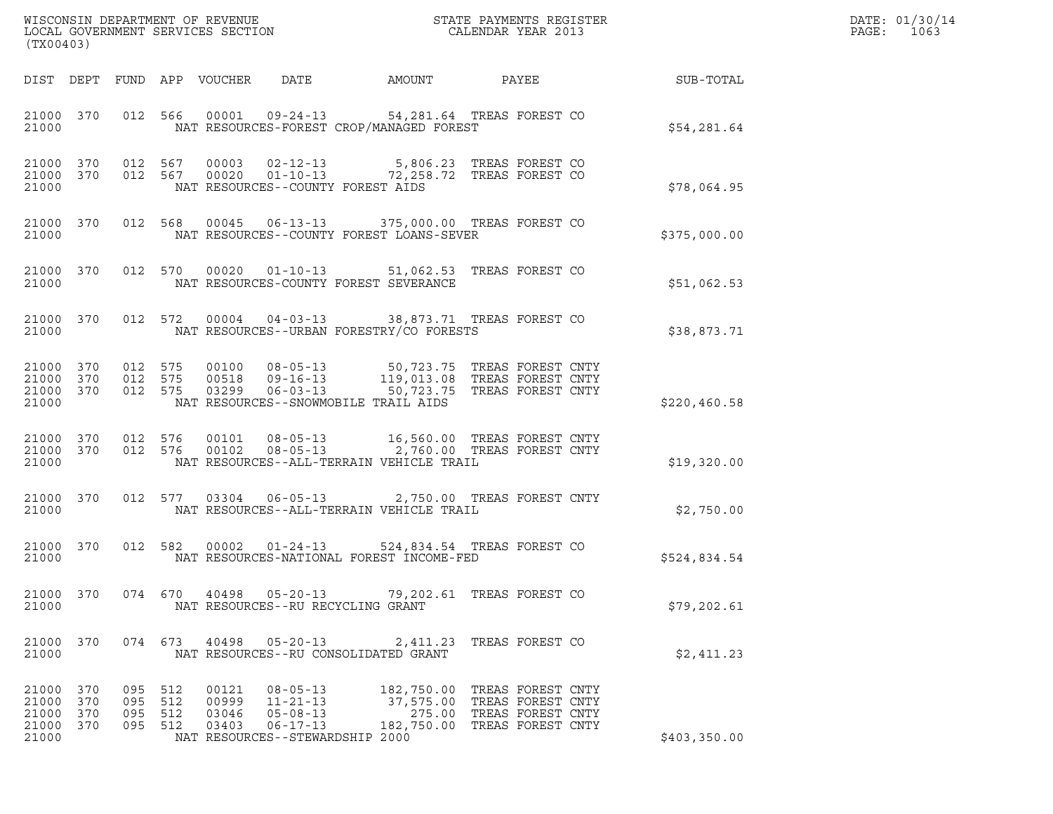WISCONSIN DEPARTMENT OF REVENUE
LOCAL GOVERNMENT SERVICES SECTION
(TX00403)

STATE PAYMENTS REGISTER
CALENDAR YEAR 2013

DATE: 01/30/14
PAGE: 1063

| DIST | DEPT | FUND | APP | VOUCHER | DATE | AMOUNT | PAYEE | SUB-TOTAL |
|---|---|---|---|---|---|---|---|---|
| 21000 | 370 | 012 | 566 | 00001 | 09-24-13 | 54,281.64 | TREAS FOREST CO | |
| 21000 | | | | NAT RESOURCES-FOREST CROP/MANAGED FOREST | | | | $54,281.64 |
| 21000 | 370 | 012 | 567 | 00003 | 02-12-13 | 5,806.23 | TREAS FOREST CO | |
| 21000 | 370 | 012 | 567 | 00020 | 01-10-13 | 72,258.72 | TREAS FOREST CO | |
| 21000 | | | | NAT RESOURCES--COUNTY FOREST AIDS | | | | $78,064.95 |
| 21000 | 370 | 012 | 568 | 00045 | 06-13-13 | 375,000.00 | TREAS FOREST CO | |
| 21000 | | | | NAT RESOURCES--COUNTY FOREST LOANS-SEVER | | | | $375,000.00 |
| 21000 | 370 | 012 | 570 | 00020 | 01-10-13 | 51,062.53 | TREAS FOREST CO | |
| 21000 | | | | NAT RESOURCES-COUNTY FOREST SEVERANCE | | | | $51,062.53 |
| 21000 | 370 | 012 | 572 | 00004 | 04-03-13 | 38,873.71 | TREAS FOREST CO | |
| 21000 | | | | NAT RESOURCES--URBAN FORESTRY/CO FORESTS | | | | $38,873.71 |
| 21000 | 370 | 012 | 575 | 00100 | 08-05-13 | 50,723.75 | TREAS FOREST CNTY | |
| 21000 | 370 | 012 | 575 | 00518 | 09-16-13 | 119,013.08 | TREAS FOREST CNTY | |
| 21000 | 370 | 012 | 575 | 03299 | 06-03-13 | 50,723.75 | TREAS FOREST CNTY | |
| 21000 | | | | NAT RESOURCES--SNOWMOBILE TRAIL AIDS | | | | $220,460.58 |
| 21000 | 370 | 012 | 576 | 00101 | 08-05-13 | 16,560.00 | TREAS FOREST CNTY | |
| 21000 | 370 | 012 | 576 | 00102 | 08-05-13 | 2,760.00 | TREAS FOREST CNTY | |
| 21000 | | | | NAT RESOURCES--ALL-TERRAIN VEHICLE TRAIL | | | | $19,320.00 |
| 21000 | 370 | 012 | 577 | 03304 | 06-05-13 | 2,750.00 | TREAS FOREST CNTY | |
| 21000 | | | | NAT RESOURCES--ALL-TERRAIN VEHICLE TRAIL | | | | $2,750.00 |
| 21000 | 370 | 012 | 582 | 00002 | 01-24-13 | 524,834.54 | TREAS FOREST CO | |
| 21000 | | | | NAT RESOURCES-NATIONAL FOREST INCOME-FED | | | | $524,834.54 |
| 21000 | 370 | 074 | 670 | 40498 | 05-20-13 | 79,202.61 | TREAS FOREST CO | |
| 21000 | | | | NAT RESOURCES--RU RECYCLING GRANT | | | | $79,202.61 |
| 21000 | 370 | 074 | 673 | 40498 | 05-20-13 | 2,411.23 | TREAS FOREST CO | |
| 21000 | | | | NAT RESOURCES--RU CONSOLIDATED GRANT | | | | $2,411.23 |
| 21000 | 370 | 095 | 512 | 00121 | 08-05-13 | 182,750.00 | TREAS FOREST CNTY | |
| 21000 | 370 | 095 | 512 | 00999 | 11-21-13 | 37,575.00 | TREAS FOREST CNTY | |
| 21000 | 370 | 095 | 512 | 03046 | 05-08-13 | 275.00 | TREAS FOREST CNTY | |
| 21000 | 370 | 095 | 512 | 03403 | 06-17-13 | 182,750.00 | TREAS FOREST CNTY | |
| 21000 | | | | NAT RESOURCES--STEWARDSHIP 2000 | | | | $403,350.00 |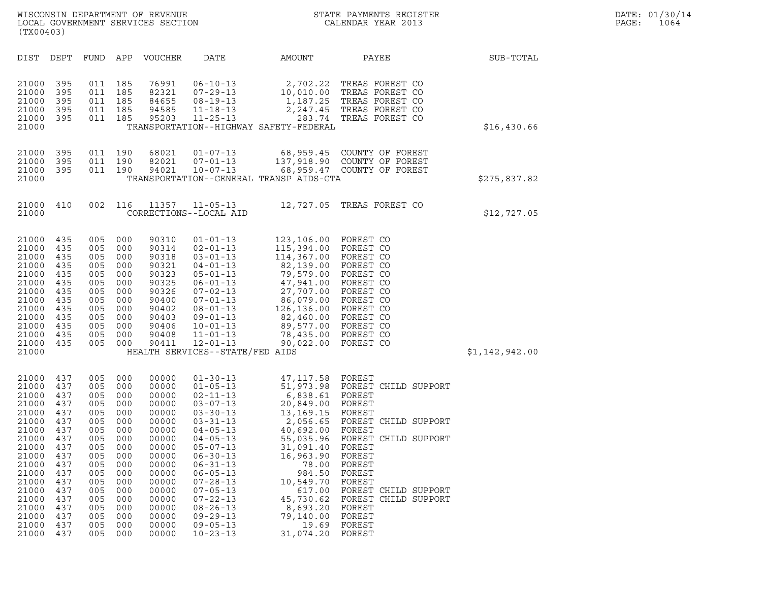| DIST | DEPT | FUND | APP | VOUCHER | DATE | AMOUNT | PAYEE | SUB-TOTAL |
|---|---|---|---|---|---|---|---|---|
| 21000 | 395 | 011 | 185 | 76991 | 06-10-13 | 2,702.22 | TREAS FOREST CO | |
| 21000 | 395 | 011 | 185 | 82321 | 07-29-13 | 10,010.00 | TREAS FOREST CO | |
| 21000 | 395 | 011 | 185 | 84655 | 08-19-13 | 1,187.25 | TREAS FOREST CO | |
| 21000 | 395 | 011 | 185 | 94585 | 11-18-13 | 2,247.45 | TREAS FOREST CO | |
| 21000 | 395 | 011 | 185 | 95203 | 11-25-13 | 283.74 | TREAS FOREST CO | |
| 21000 | | | | | TRANSPORTATION--HIGHWAY SAFETY-FEDERAL | | | $16,430.66 |
| 21000 | 395 | 011 | 190 | 68021 | 01-07-13 | 68,959.45 | COUNTY OF FOREST | |
| 21000 | 395 | 011 | 190 | 82021 | 07-01-13 | 137,918.90 | COUNTY OF FOREST | |
| 21000 | 395 | 011 | 190 | 94021 | 10-07-13 | 68,959.47 | COUNTY OF FOREST | |
| 21000 | | | | | TRANSPORTATION--GENERAL TRANSP AIDS-GTA | | | $275,837.82 |
| 21000 | 410 | 002 | 116 | 11357 | 11-05-13 | 12,727.05 | TREAS FOREST CO | |
| 21000 | | | | | CORRECTIONS--LOCAL AID | | | $12,727.05 |
| 21000 | 435 | 005 | 000 | 90310 | 01-01-13 | 123,106.00 | FOREST CO | |
| 21000 | 435 | 005 | 000 | 90314 | 02-01-13 | 115,394.00 | FOREST CO | |
| 21000 | 435 | 005 | 000 | 90318 | 03-01-13 | 114,367.00 | FOREST CO | |
| 21000 | 435 | 005 | 000 | 90321 | 04-01-13 | 82,139.00 | FOREST CO | |
| 21000 | 435 | 005 | 000 | 90323 | 05-01-13 | 79,579.00 | FOREST CO | |
| 21000 | 435 | 005 | 000 | 90325 | 06-01-13 | 47,941.00 | FOREST CO | |
| 21000 | 435 | 005 | 000 | 90326 | 07-02-13 | 27,707.00 | FOREST CO | |
| 21000 | 435 | 005 | 000 | 90400 | 07-01-13 | 86,079.00 | FOREST CO | |
| 21000 | 435 | 005 | 000 | 90402 | 08-01-13 | 126,136.00 | FOREST CO | |
| 21000 | 435 | 005 | 000 | 90403 | 09-01-13 | 82,460.00 | FOREST CO | |
| 21000 | 435 | 005 | 000 | 90406 | 10-01-13 | 89,577.00 | FOREST CO | |
| 21000 | 435 | 005 | 000 | 90408 | 11-01-13 | 78,435.00 | FOREST CO | |
| 21000 | 435 | 005 | 000 | 90411 | 12-01-13 | 90,022.00 | FOREST CO | |
| 21000 | | | | | HEALTH SERVICES--STATE/FED AIDS | | | $1,142,942.00 |
| 21000 | 437 | 005 | 000 | 00000 | 01-30-13 | 47,117.58 | FOREST | |
| 21000 | 437 | 005 | 000 | 00000 | 01-05-13 | 51,973.98 | FOREST CHILD SUPPORT | |
| 21000 | 437 | 005 | 000 | 00000 | 02-11-13 | 6,838.61 | FOREST | |
| 21000 | 437 | 005 | 000 | 00000 | 03-07-13 | 20,849.00 | FOREST | |
| 21000 | 437 | 005 | 000 | 00000 | 03-30-13 | 13,169.15 | FOREST | |
| 21000 | 437 | 005 | 000 | 00000 | 03-31-13 | 2,056.65 | FOREST CHILD SUPPORT | |
| 21000 | 437 | 005 | 000 | 00000 | 04-05-13 | 40,692.00 | FOREST | |
| 21000 | 437 | 005 | 000 | 00000 | 04-05-13 | 55,035.96 | FOREST CHILD SUPPORT | |
| 21000 | 437 | 005 | 000 | 00000 | 05-07-13 | 31,091.40 | FOREST | |
| 21000 | 437 | 005 | 000 | 00000 | 06-30-13 | 16,963.90 | FOREST | |
| 21000 | 437 | 005 | 000 | 00000 | 06-31-13 | 78.00 | FOREST | |
| 21000 | 437 | 005 | 000 | 00000 | 06-05-13 | 984.50 | FOREST | |
| 21000 | 437 | 005 | 000 | 00000 | 07-28-13 | 10,549.70 | FOREST | |
| 21000 | 437 | 005 | 000 | 00000 | 07-05-13 | 617.00 | FOREST CHILD SUPPORT | |
| 21000 | 437 | 005 | 000 | 00000 | 07-22-13 | 45,730.62 | FOREST CHILD SUPPORT | |
| 21000 | 437 | 005 | 000 | 00000 | 08-26-13 | 8,693.20 | FOREST | |
| 21000 | 437 | 005 | 000 | 00000 | 09-29-13 | 79,140.00 | FOREST | |
| 21000 | 437 | 005 | 000 | 00000 | 09-05-13 | 19.69 | FOREST | |
| 21000 | 437 | 005 | 000 | 00000 | 10-23-13 | 31,074.20 | FOREST | |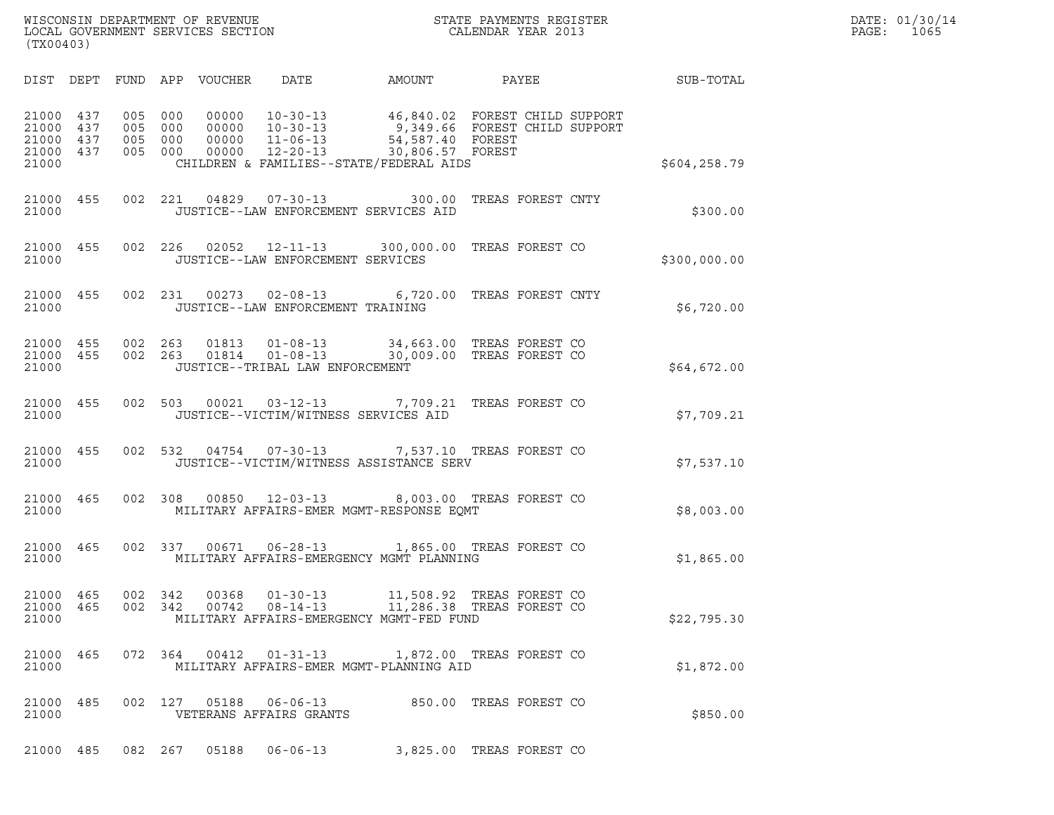WISCONSIN DEPARTMENT OF REVENUE
LOCAL GOVERNMENT SERVICES SECTION
(TX00403)

STATE PAYMENTS REGISTER
CALENDAR YEAR 2013

DATE: 01/30/14
PAGE: 1065

| DIST | DEPT | FUND | APP | VOUCHER | DATE | AMOUNT | PAYEE | SUB-TOTAL |
|---|---|---|---|---|---|---|---|---|
| 21000 | 437 | 005 | 000 | 00000 | 10-30-13 | 46,840.02 | FOREST CHILD SUPPORT | |
| 21000 | 437 | 005 | 000 | 00000 | 10-30-13 | 9,349.66 | FOREST CHILD SUPPORT | |
| 21000 | 437 | 005 | 000 | 00000 | 11-06-13 | 54,587.40 | FOREST | |
| 21000 | 437 | 005 | 000 | 00000 | 12-20-13 | 30,806.57 | FOREST | |
| 21000 | | | | | CHILDREN & FAMILIES--STATE/FEDERAL AIDS | | | $604,258.79 |
| 21000 | 455 | 002 | 221 | 04829 | 07-30-13 | 300.00 | TREAS FOREST CNTY | |
| 21000 | | | | | JUSTICE--LAW ENFORCEMENT SERVICES AID | | | $300.00 |
| 21000 | 455 | 002 | 226 | 02052 | 12-11-13 | 300,000.00 | TREAS FOREST CO | |
| 21000 | | | | | JUSTICE--LAW ENFORCEMENT SERVICES | | | $300,000.00 |
| 21000 | 455 | 002 | 231 | 00273 | 02-08-13 | 6,720.00 | TREAS FOREST CNTY | |
| 21000 | | | | | JUSTICE--LAW ENFORCEMENT TRAINING | | | $6,720.00 |
| 21000 | 455 | 002 | 263 | 01813 | 01-08-13 | 34,663.00 | TREAS FOREST CO | |
| 21000 | 455 | 002 | 263 | 01814 | 01-08-13 | 30,009.00 | TREAS FOREST CO | |
| 21000 | | | | | JUSTICE--TRIBAL LAW ENFORCEMENT | | | $64,672.00 |
| 21000 | 455 | 002 | 503 | 00021 | 03-12-13 | 7,709.21 | TREAS FOREST CO | |
| 21000 | | | | | JUSTICE--VICTIM/WITNESS SERVICES AID | | | $7,709.21 |
| 21000 | 455 | 002 | 532 | 04754 | 07-30-13 | 7,537.10 | TREAS FOREST CO | |
| 21000 | | | | | JUSTICE--VICTIM/WITNESS ASSISTANCE SERV | | | $7,537.10 |
| 21000 | 465 | 002 | 308 | 00850 | 12-03-13 | 8,003.00 | TREAS FOREST CO | |
| 21000 | | | | | MILITARY AFFAIRS-EMER MGMT-RESPONSE EQMT | | | $8,003.00 |
| 21000 | 465 | 002 | 337 | 00671 | 06-28-13 | 1,865.00 | TREAS FOREST CO | |
| 21000 | | | | | MILITARY AFFAIRS-EMERGENCY MGMT PLANNING | | | $1,865.00 |
| 21000 | 465 | 002 | 342 | 00368 | 01-30-13 | 11,508.92 | TREAS FOREST CO | |
| 21000 | 465 | 002 | 342 | 00742 | 08-14-13 | 11,286.38 | TREAS FOREST CO | |
| 21000 | | | | | MILITARY AFFAIRS-EMERGENCY MGMT-FED FUND | | | $22,795.30 |
| 21000 | 465 | 072 | 364 | 00412 | 01-31-13 | 1,872.00 | TREAS FOREST CO | |
| 21000 | | | | | MILITARY AFFAIRS-EMER MGMT-PLANNING AID | | | $1,872.00 |
| 21000 | 485 | 002 | 127 | 05188 | 06-06-13 | 850.00 | TREAS FOREST CO | |
| 21000 | | | | | VETERANS AFFAIRS GRANTS | | | $850.00 |
| 21000 | 485 | 082 | 267 | 05188 | 06-06-13 | 3,825.00 | TREAS FOREST CO | |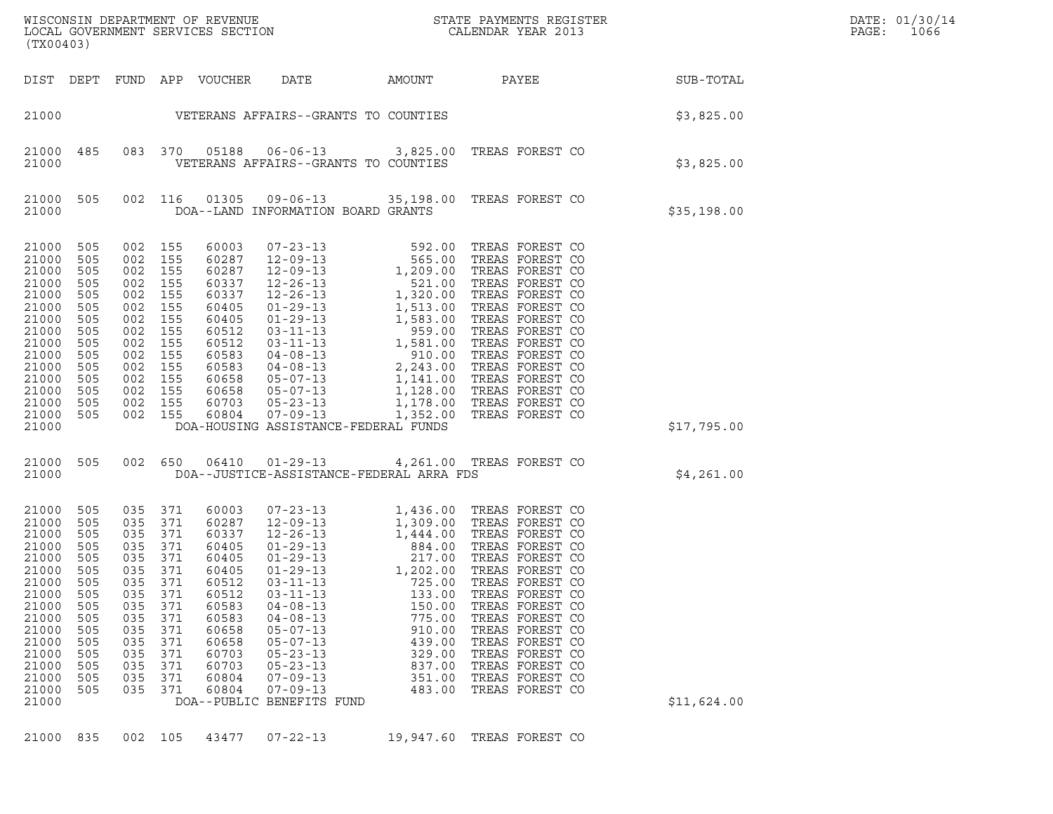WISCONSIN DEPARTMENT OF REVENUE
LOCAL GOVERNMENT SERVICES SECTION
(TX00403)

STATE PAYMENTS REGISTER
CALENDAR YEAR 2013

DATE: 01/30/14
PAGE: 1066

| DIST | DEPT | FUND | APP | VOUCHER | DATE | AMOUNT | PAYEE | SUB-TOTAL |
|---|---|---|---|---|---|---|---|---|
| 21000 | | | | | VETERANS AFFAIRS--GRANTS TO COUNTIES | | | $3,825.00 |
| 21000 | 485 | 083 | 370 | 05188 | 06-06-13 | 3,825.00 | TREAS FOREST CO | |
| 21000 | | | | | VETERANS AFFAIRS--GRANTS TO COUNTIES | | | $3,825.00 |
| 21000 | 505 | 002 | 116 | 01305 | 09-06-13 | 35,198.00 | TREAS FOREST CO | |
| 21000 | | | | | DOA--LAND INFORMATION BOARD GRANTS | | | $35,198.00 |
| 21000 | 505 | 002 | 155 | 60003 | 07-23-13 | 592.00 | TREAS FOREST CO | |
| 21000 | 505 | 002 | 155 | 60287 | 12-09-13 | 565.00 | TREAS FOREST CO | |
| 21000 | 505 | 002 | 155 | 60287 | 12-09-13 | 1,209.00 | TREAS FOREST CO | |
| 21000 | 505 | 002 | 155 | 60337 | 12-26-13 | 521.00 | TREAS FOREST CO | |
| 21000 | 505 | 002 | 155 | 60337 | 12-26-13 | 1,320.00 | TREAS FOREST CO | |
| 21000 | 505 | 002 | 155 | 60405 | 01-29-13 | 1,513.00 | TREAS FOREST CO | |
| 21000 | 505 | 002 | 155 | 60405 | 01-29-13 | 1,583.00 | TREAS FOREST CO | |
| 21000 | 505 | 002 | 155 | 60512 | 03-11-13 | 959.00 | TREAS FOREST CO | |
| 21000 | 505 | 002 | 155 | 60512 | 03-11-13 | 1,581.00 | TREAS FOREST CO | |
| 21000 | 505 | 002 | 155 | 60583 | 04-08-13 | 910.00 | TREAS FOREST CO | |
| 21000 | 505 | 002 | 155 | 60583 | 04-08-13 | 2,243.00 | TREAS FOREST CO | |
| 21000 | 505 | 002 | 155 | 60658 | 05-07-13 | 1,141.00 | TREAS FOREST CO | |
| 21000 | 505 | 002 | 155 | 60658 | 05-07-13 | 1,128.00 | TREAS FOREST CO | |
| 21000 | 505 | 002 | 155 | 60703 | 05-23-13 | 1,178.00 | TREAS FOREST CO | |
| 21000 | 505 | 002 | 155 | 60804 | 07-09-13 | 1,352.00 | TREAS FOREST CO | |
| 21000 | | | | | DOA-HOUSING ASSISTANCE-FEDERAL FUNDS | | | $17,795.00 |
| 21000 | 505 | 002 | 650 | 06410 | 01-29-13 | 4,261.00 | TREAS FOREST CO | |
| 21000 | | | | | DOA--JUSTICE-ASSISTANCE-FEDERAL ARRA FDS | | | $4,261.00 |
| 21000 | 505 | 035 | 371 | 60003 | 07-23-13 | 1,436.00 | TREAS FOREST CO | |
| 21000 | 505 | 035 | 371 | 60287 | 12-09-13 | 1,309.00 | TREAS FOREST CO | |
| 21000 | 505 | 035 | 371 | 60337 | 12-26-13 | 1,444.00 | TREAS FOREST CO | |
| 21000 | 505 | 035 | 371 | 60405 | 01-29-13 | 884.00 | TREAS FOREST CO | |
| 21000 | 505 | 035 | 371 | 60405 | 01-29-13 | 217.00 | TREAS FOREST CO | |
| 21000 | 505 | 035 | 371 | 60405 | 01-29-13 | 1,202.00 | TREAS FOREST CO | |
| 21000 | 505 | 035 | 371 | 60512 | 03-11-13 | 725.00 | TREAS FOREST CO | |
| 21000 | 505 | 035 | 371 | 60512 | 03-11-13 | 133.00 | TREAS FOREST CO | |
| 21000 | 505 | 035 | 371 | 60583 | 04-08-13 | 150.00 | TREAS FOREST CO | |
| 21000 | 505 | 035 | 371 | 60583 | 04-08-13 | 775.00 | TREAS FOREST CO | |
| 21000 | 505 | 035 | 371 | 60658 | 05-07-13 | 910.00 | TREAS FOREST CO | |
| 21000 | 505 | 035 | 371 | 60658 | 05-07-13 | 439.00 | TREAS FOREST CO | |
| 21000 | 505 | 035 | 371 | 60703 | 05-23-13 | 329.00 | TREAS FOREST CO | |
| 21000 | 505 | 035 | 371 | 60703 | 05-23-13 | 837.00 | TREAS FOREST CO | |
| 21000 | 505 | 035 | 371 | 60804 | 07-09-13 | 351.00 | TREAS FOREST CO | |
| 21000 | 505 | 035 | 371 | 60804 | 07-09-13 | 483.00 | TREAS FOREST CO | |
| 21000 | | | | | DOA--PUBLIC BENEFITS FUND | | | $11,624.00 |
| 21000 | 835 | 002 | 105 | 43477 | 07-22-13 | 19,947.60 | TREAS FOREST CO | |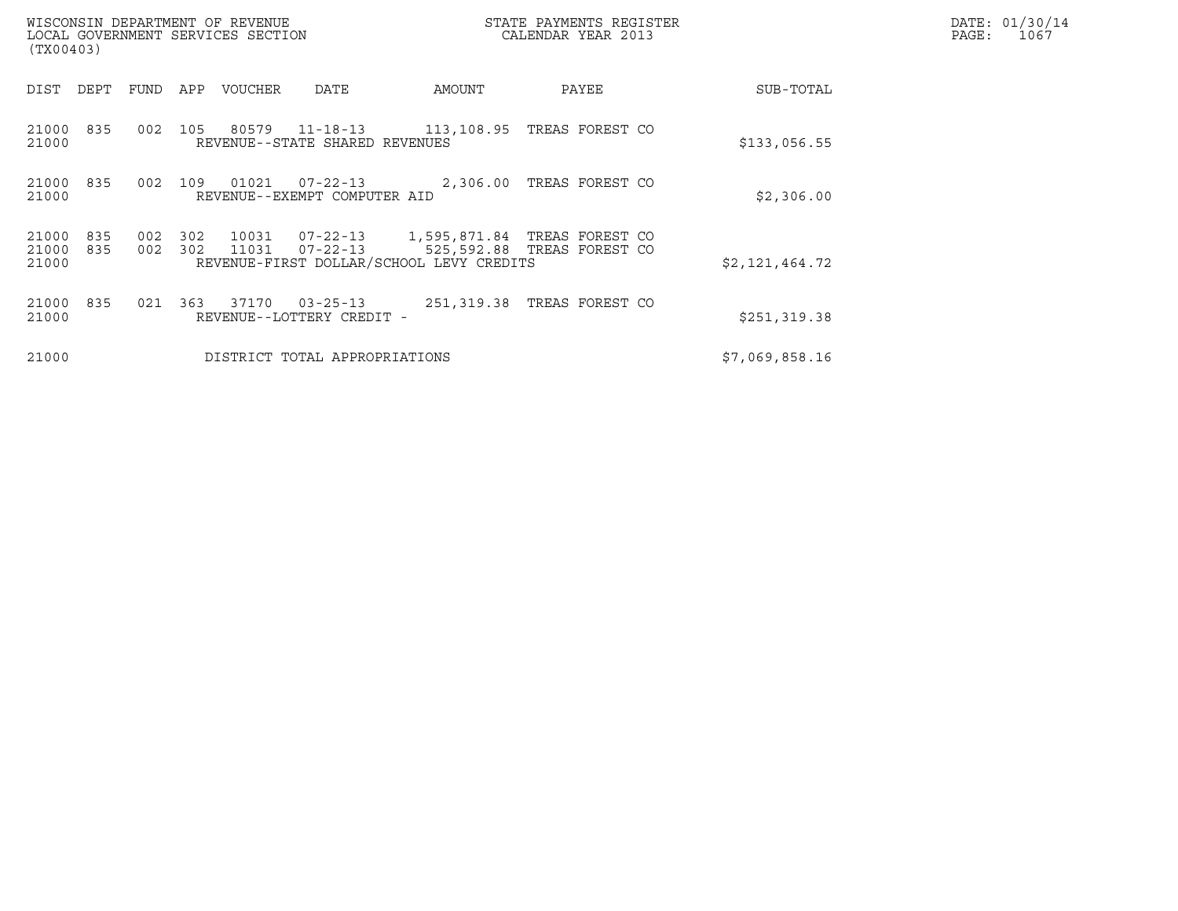WISCONSIN DEPARTMENT OF REVENUE
LOCAL GOVERNMENT SERVICES SECTION
(TX00403)

STATE PAYMENTS REGISTER
CALENDAR YEAR 2013

DATE: 01/30/14
PAGE: 1067

| DIST | DEPT | FUND | APP | VOUCHER | DATE | AMOUNT | PAYEE | SUB-TOTAL |
|---|---|---|---|---|---|---|---|---|
| 21000 | 835 | 002 | 105 | 80579 | 11-18-13 | 113,108.95 | TREAS FOREST CO | |
| 21000 | | | | REVENUE--STATE SHARED REVENUES | | | | $133,056.55 |
| 21000 | 835 | 002 | 109 | 01021 | 07-22-13 | 2,306.00 | TREAS FOREST CO | |
| 21000 | | | | REVENUE--EXEMPT COMPUTER AID | | | | $2,306.00 |
| 21000 | 835 | 002 | 302 | 10031 | 07-22-13 | 1,595,871.84 | TREAS FOREST CO | |
| 21000 | 835 | 002 | 302 | 11031 | 07-22-13 | 525,592.88 | TREAS FOREST CO | |
| 21000 | | | | REVENUE-FIRST DOLLAR/SCHOOL LEVY CREDITS | | | | $2,121,464.72 |
| 21000 | 835 | 021 | 363 | 37170 | 03-25-13 | 251,319.38 | TREAS FOREST CO | |
| 21000 | | | | REVENUE--LOTTERY CREDIT - | | | | $251,319.38 |
| 21000 | | | | DISTRICT TOTAL APPROPRIATIONS | | | | $7,069,858.16 |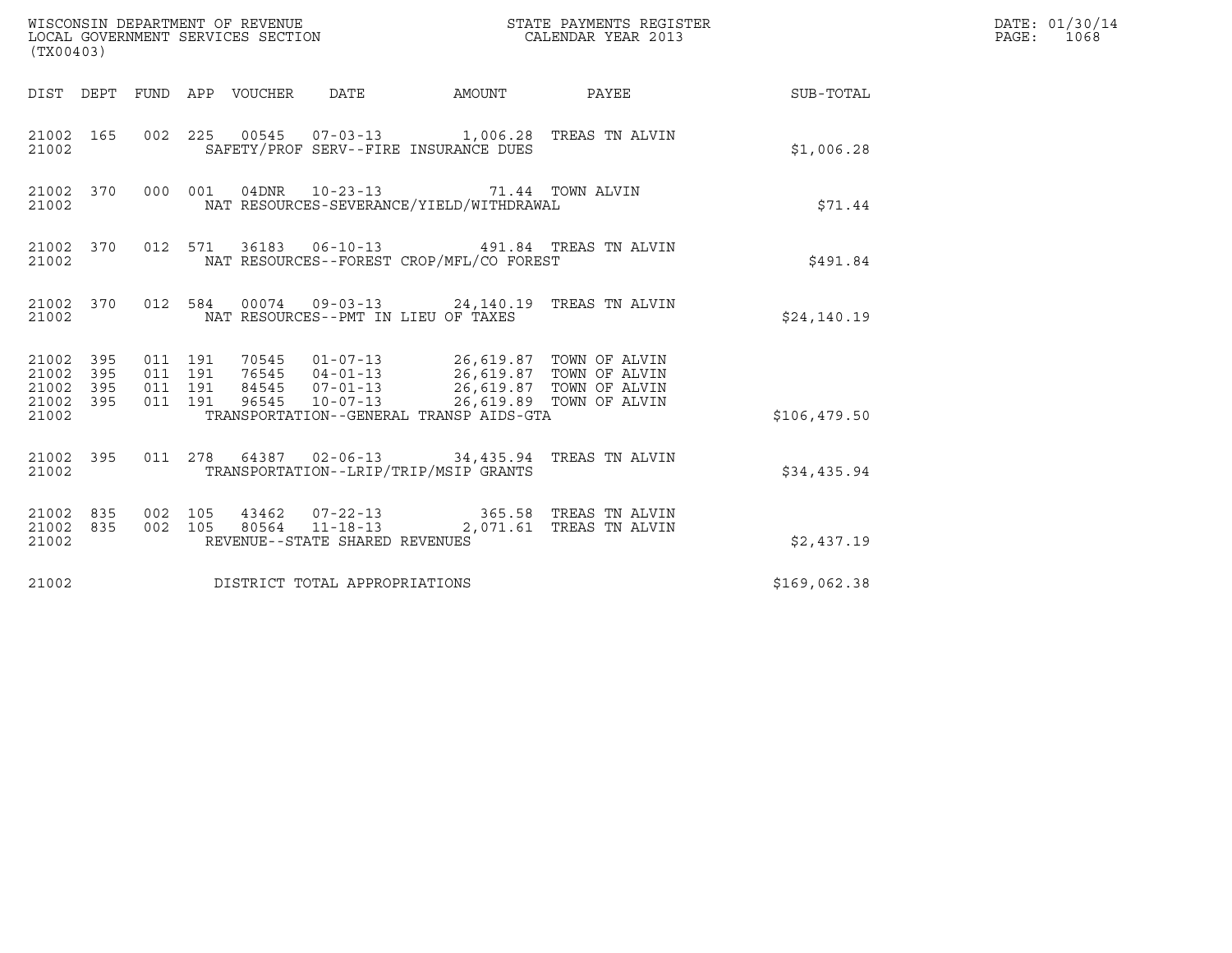WISCONSIN DEPARTMENT OF REVENUE
LOCAL GOVERNMENT SERVICES SECTION
(TX00403)

STATE PAYMENTS REGISTER
CALENDAR YEAR 2013

| DIST | DEPT | FUND | APP | VOUCHER | DATE | AMOUNT | PAYEE | SUB-TOTAL |
|---|---|---|---|---|---|---|---|---|
| 21002 | 165 | 002 | 225 | 00545 | 07-03-13 | 1,006.28 | TREAS TN ALVIN | |
| 21002 | | | | SAFETY/PROF SERV--FIRE INSURANCE DUES | | | | $1,006.28 |
| 21002 | 370 | 000 | 001 | 04DNR | 10-23-13 | 71.44 | TOWN ALVIN | |
| 21002 | | | | NAT RESOURCES-SEVERANCE/YIELD/WITHDRAWAL | | | | $71.44 |
| 21002 | 370 | 012 | 571 | 36183 | 06-10-13 | 491.84 | TREAS TN ALVIN | |
| 21002 | | | | NAT RESOURCES--FOREST CROP/MFL/CO FOREST | | | | $491.84 |
| 21002 | 370 | 012 | 584 | 00074 | 09-03-13 | 24,140.19 | TREAS TN ALVIN | |
| 21002 | | | | NAT RESOURCES--PMT IN LIEU OF TAXES | | | | $24,140.19 |
| 21002 | 395 | 011 | 191 | 70545 | 01-07-13 | 26,619.87 | TOWN OF ALVIN | |
| 21002 | 395 | 011 | 191 | 76545 | 04-01-13 | 26,619.87 | TOWN OF ALVIN | |
| 21002 | 395 | 011 | 191 | 84545 | 07-01-13 | 26,619.87 | TOWN OF ALVIN | |
| 21002 | 395 | 011 | 191 | 96545 | 10-07-13 | 26,619.89 | TOWN OF ALVIN | |
| 21002 | | | | TRANSPORTATION--GENERAL TRANSP AIDS-GTA | | | | $106,479.50 |
| 21002 | 395 | 011 | 278 | 64387 | 02-06-13 | 34,435.94 | TREAS TN ALVIN | |
| 21002 | | | | TRANSPORTATION--LRIP/TRIP/MSIP GRANTS | | | | $34,435.94 |
| 21002 | 835 | 002 | 105 | 43462 | 07-22-13 | 365.58 | TREAS TN ALVIN | |
| 21002 | 835 | 002 | 105 | 80564 | 11-18-13 | 2,071.61 | TREAS TN ALVIN | |
| 21002 | | | | REVENUE--STATE SHARED REVENUES | | | | $2,437.19 |
| 21002 | | | | DISTRICT TOTAL APPROPRIATIONS | | | | $169,062.38 |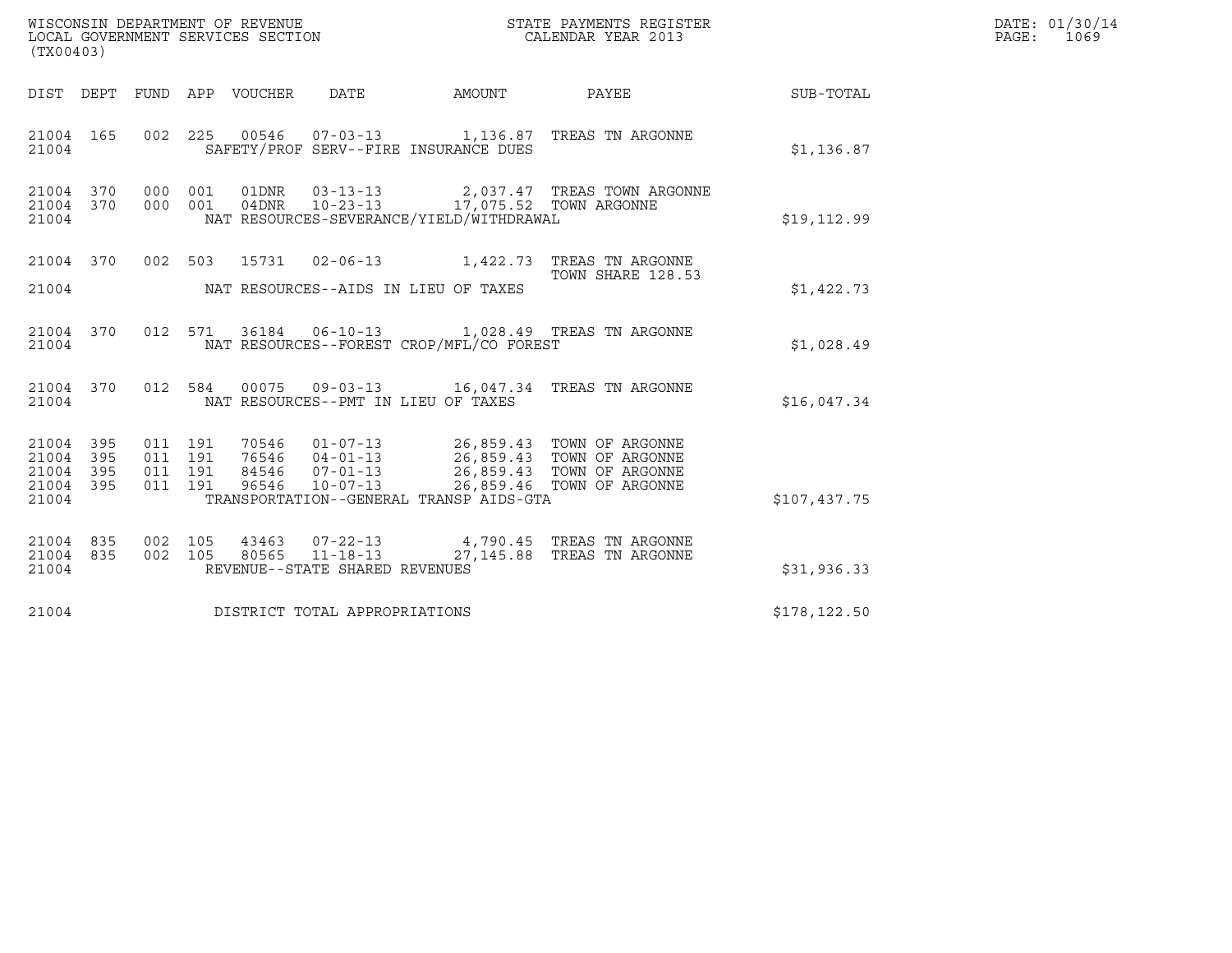WISCONSIN DEPARTMENT OF REVENUE
LOCAL GOVERNMENT SERVICES SECTION
(TX00403)

STATE PAYMENTS REGISTER
CALENDAR YEAR 2013

DATE: 01/30/14
PAGE: 1069

| DIST | DEPT | FUND | APP | VOUCHER | DATE | AMOUNT | PAYEE | SUB-TOTAL |
|---|---|---|---|---|---|---|---|---|
| 21004 | 165 | 002 | 225 | 00546 | 07-03-13 | 1,136.87 | TREAS TN ARGONNE | |
| 21004 | | | | SAFETY/PROF SERV--FIRE INSURANCE DUES | | | | $1,136.87 |
| 21004 | 370 | 000 | 001 | 01DNR | 03-13-13 | 2,037.47 | TREAS TOWN ARGONNE | |
| 21004 | 370 | 000 | 001 | 04DNR | 10-23-13 | 17,075.52 | TOWN ARGONNE | |
| 21004 | | | | NAT RESOURCES-SEVERANCE/YIELD/WITHDRAWAL | | | | $19,112.99 |
| 21004 | 370 | 002 | 503 | 15731 | 02-06-13 | 1,422.73 | TREAS TN ARGONNE TOWN SHARE 128.53 | |
| 21004 | | | | NAT RESOURCES--AIDS IN LIEU OF TAXES | | | | $1,422.73 |
| 21004 | 370 | 012 | 571 | 36184 | 06-10-13 | 1,028.49 | TREAS TN ARGONNE | |
| 21004 | | | | NAT RESOURCES--FOREST CROP/MFL/CO FOREST | | | | $1,028.49 |
| 21004 | 370 | 012 | 584 | 00075 | 09-03-13 | 16,047.34 | TREAS TN ARGONNE | |
| 21004 | | | | NAT RESOURCES--PMT IN LIEU OF TAXES | | | | $16,047.34 |
| 21004 | 395 | 011 | 191 | 70546 | 01-07-13 | 26,859.43 | TOWN OF ARGONNE | |
| 21004 | 395 | 011 | 191 | 76546 | 04-01-13 | 26,859.43 | TOWN OF ARGONNE | |
| 21004 | 395 | 011 | 191 | 84546 | 07-01-13 | 26,859.43 | TOWN OF ARGONNE | |
| 21004 | 395 | 011 | 191 | 96546 | 10-07-13 | 26,859.46 | TOWN OF ARGONNE | |
| 21004 | | | | TRANSPORTATION--GENERAL TRANSP AIDS-GTA | | | | $107,437.75 |
| 21004 | 835 | 002 | 105 | 43463 | 07-22-13 | 4,790.45 | TREAS TN ARGONNE | |
| 21004 | 835 | 002 | 105 | 80565 | 11-18-13 | 27,145.88 | TREAS TN ARGONNE | |
| 21004 | | | | REVENUE--STATE SHARED REVENUES | | | | $31,936.33 |
| 21004 | | | | DISTRICT TOTAL APPROPRIATIONS | | | | $178,122.50 |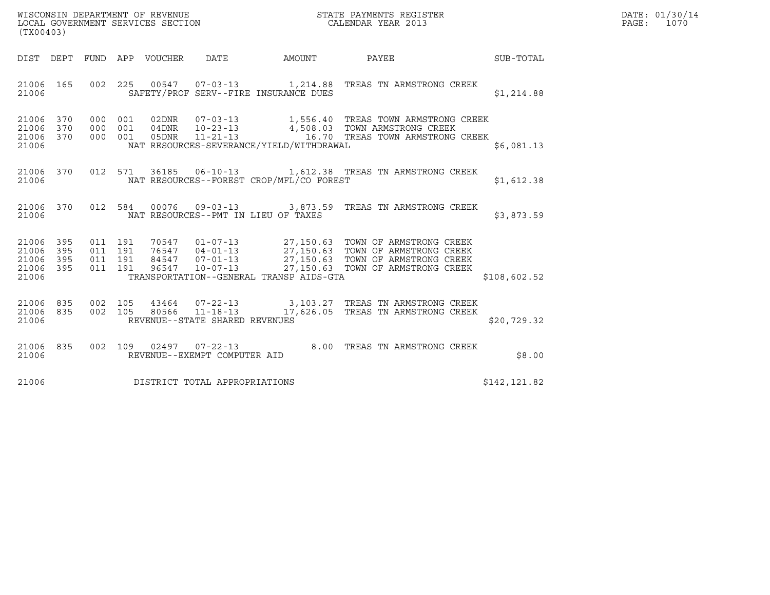WISCONSIN DEPARTMENT OF REVENUE
LOCAL GOVERNMENT SERVICES SECTION
(TX00403)

STATE PAYMENTS REGISTER
CALENDAR YEAR 2013

DATE: 01/30/14

| DIST | DEPT | FUND | APP | VOUCHER | DATE | AMOUNT | PAYEE | SUB-TOTAL |
|---|---|---|---|---|---|---|---|---|
| 21006 | 165 | 002 | 225 | 00547 | 07-03-13 | 1,214.88 | TREAS TN ARMSTRONG CREEK | |
| 21006 | | | | | SAFETY/PROF SERV--FIRE INSURANCE DUES | | | $1,214.88 |
| 21006 | 370 | 000 | 001 | 02DNR | 07-03-13 | 1,556.40 | TREAS TOWN ARMSTRONG CREEK | |
| 21006 | 370 | 000 | 001 | 04DNR | 10-23-13 | 4,508.03 | TOWN ARMSTRONG CREEK | |
| 21006 | 370 | 000 | 001 | 05DNR | 11-21-13 | 16.70 | TREAS TOWN ARMSTRONG CREEK | |
| 21006 | | | | | NAT RESOURCES-SEVERANCE/YIELD/WITHDRAWAL | | | $6,081.13 |
| 21006 | 370 | 012 | 571 | 36185 | 06-10-13 | 1,612.38 | TREAS TN ARMSTRONG CREEK | |
| 21006 | | | | | NAT RESOURCES--FOREST CROP/MFL/CO FOREST | | | $1,612.38 |
| 21006 | 370 | 012 | 584 | 00076 | 09-03-13 | 3,873.59 | TREAS TN ARMSTRONG CREEK | |
| 21006 | | | | | NAT RESOURCES--PMT IN LIEU OF TAXES | | | $3,873.59 |
| 21006 | 395 | 011 | 191 | 70547 | 01-07-13 | 27,150.63 | TOWN OF ARMSTRONG CREEK | |
| 21006 | 395 | 011 | 191 | 76547 | 04-01-13 | 27,150.63 | TOWN OF ARMSTRONG CREEK | |
| 21006 | 395 | 011 | 191 | 84547 | 07-01-13 | 27,150.63 | TOWN OF ARMSTRONG CREEK | |
| 21006 | 395 | 011 | 191 | 96547 | 10-07-13 | 27,150.63 | TOWN OF ARMSTRONG CREEK | |
| 21006 | | | | | TRANSPORTATION--GENERAL TRANSP AIDS-GTA | | | $108,602.52 |
| 21006 | 835 | 002 | 105 | 43464 | 07-22-13 | 3,103.27 | TREAS TN ARMSTRONG CREEK | |
| 21006 | 835 | 002 | 105 | 80566 | 11-18-13 | 17,626.05 | TREAS TN ARMSTRONG CREEK | |
| 21006 | | | | | REVENUE--STATE SHARED REVENUES | | | $20,729.32 |
| 21006 | 835 | 002 | 109 | 02497 | 07-22-13 | 8.00 | TREAS TN ARMSTRONG CREEK | |
| 21006 | | | | | REVENUE--EXEMPT COMPUTER AID | | | $8.00 |
| 21006 | | | | | DISTRICT TOTAL APPROPRIATIONS | | | $142,121.82 |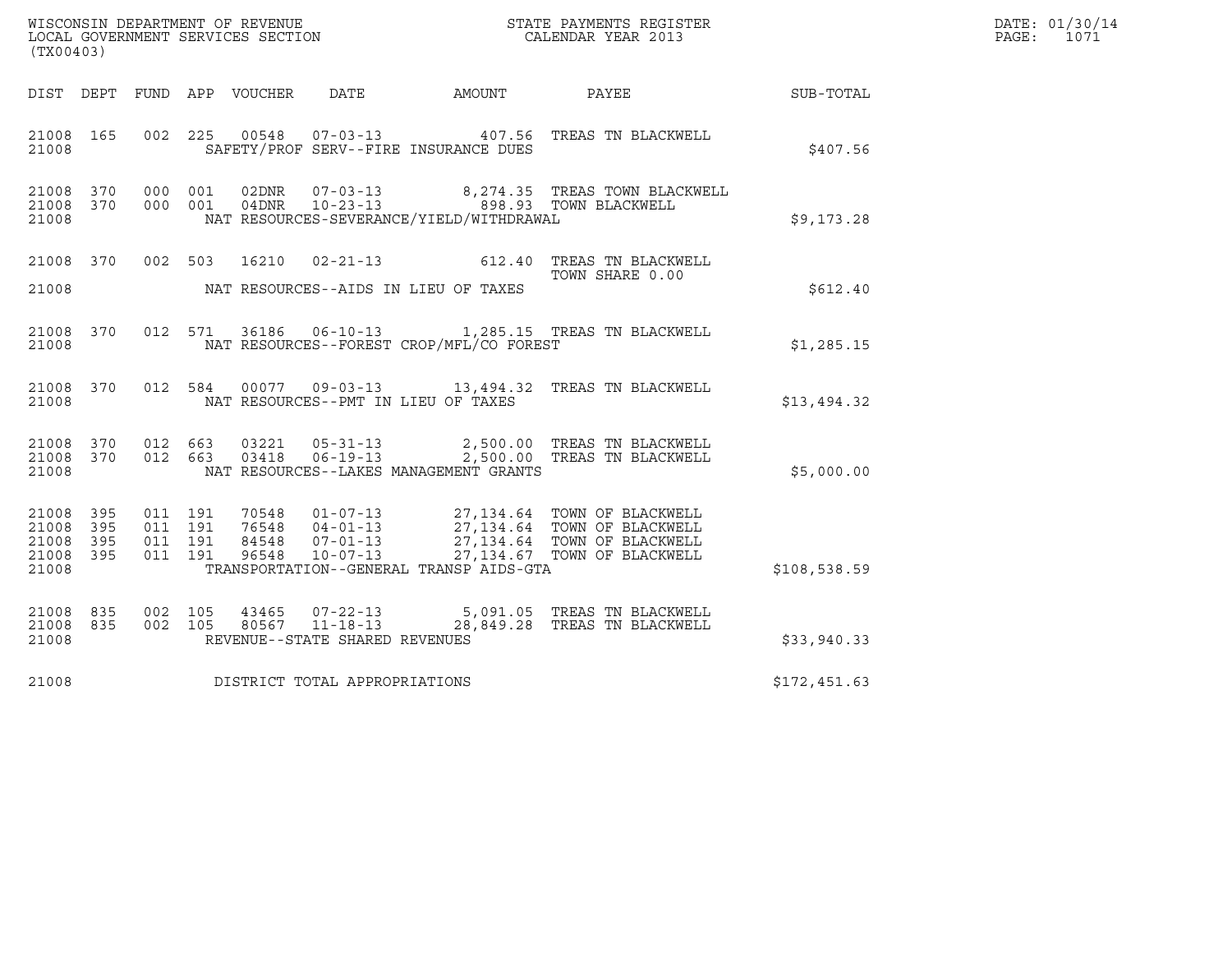WISCONSIN DEPARTMENT OF REVENUE
LOCAL GOVERNMENT SERVICES SECTION
(TX00403)

STATE PAYMENTS REGISTER
CALENDAR YEAR 2013

DATE: 01/30/14
PAGE: 1071

| DIST | DEPT | FUND | APP | VOUCHER | DATE | AMOUNT | PAYEE | SUB-TOTAL |
|---|---|---|---|---|---|---|---|---|
| 21008 | 165 | 002 | 225 | 00548 | 07-03-13 | 407.56 | TREAS TN BLACKWELL | |
| 21008 | | | | | SAFETY/PROF SERV--FIRE INSURANCE DUES | | | $407.56 |
| 21008 | 370 | 000 | 001 | 02DNR | 07-03-13 | 8,274.35 | TREAS TOWN BLACKWELL | |
| 21008 | 370 | 000 | 001 | 04DNR | 10-23-13 | 898.93 | TOWN BLACKWELL | |
| 21008 | | | | | NAT RESOURCES-SEVERANCE/YIELD/WITHDRAWAL | | | $9,173.28 |
| 21008 | 370 | 002 | 503 | 16210 | 02-21-13 | 612.40 | TREAS TN BLACKWELL TOWN SHARE 0.00 | |
| 21008 | | | | | NAT RESOURCES--AIDS IN LIEU OF TAXES | | | $612.40 |
| 21008 | 370 | 012 | 571 | 36186 | 06-10-13 | 1,285.15 | TREAS TN BLACKWELL | |
| 21008 | | | | | NAT RESOURCES--FOREST CROP/MFL/CO FOREST | | | $1,285.15 |
| 21008 | 370 | 012 | 584 | 00077 | 09-03-13 | 13,494.32 | TREAS TN BLACKWELL | |
| 21008 | | | | | NAT RESOURCES--PMT IN LIEU OF TAXES | | | $13,494.32 |
| 21008 | 370 | 012 | 663 | 03221 | 05-31-13 | 2,500.00 | TREAS TN BLACKWELL | |
| 21008 | 370 | 012 | 663 | 03418 | 06-19-13 | 2,500.00 | TREAS TN BLACKWELL | |
| 21008 | | | | | NAT RESOURCES--LAKES MANAGEMENT GRANTS | | | $5,000.00 |
| 21008 | 395 | 011 | 191 | 70548 | 01-07-13 | 27,134.64 | TOWN OF BLACKWELL | |
| 21008 | 395 | 011 | 191 | 76548 | 04-01-13 | 27,134.64 | TOWN OF BLACKWELL | |
| 21008 | 395 | 011 | 191 | 84548 | 07-01-13 | 27,134.64 | TOWN OF BLACKWELL | |
| 21008 | 395 | 011 | 191 | 96548 | 10-07-13 | 27,134.67 | TOWN OF BLACKWELL | |
| 21008 | | | | | TRANSPORTATION--GENERAL TRANSP AIDS-GTA | | | $108,538.59 |
| 21008 | 835 | 002 | 105 | 43465 | 07-22-13 | 5,091.05 | TREAS TN BLACKWELL | |
| 21008 | 835 | 002 | 105 | 80567 | 11-18-13 | 28,849.28 | TREAS TN BLACKWELL | |
| 21008 | | | | | REVENUE--STATE SHARED REVENUES | | | $33,940.33 |
| 21008 | | | | | DISTRICT TOTAL APPROPRIATIONS | | | $172,451.63 |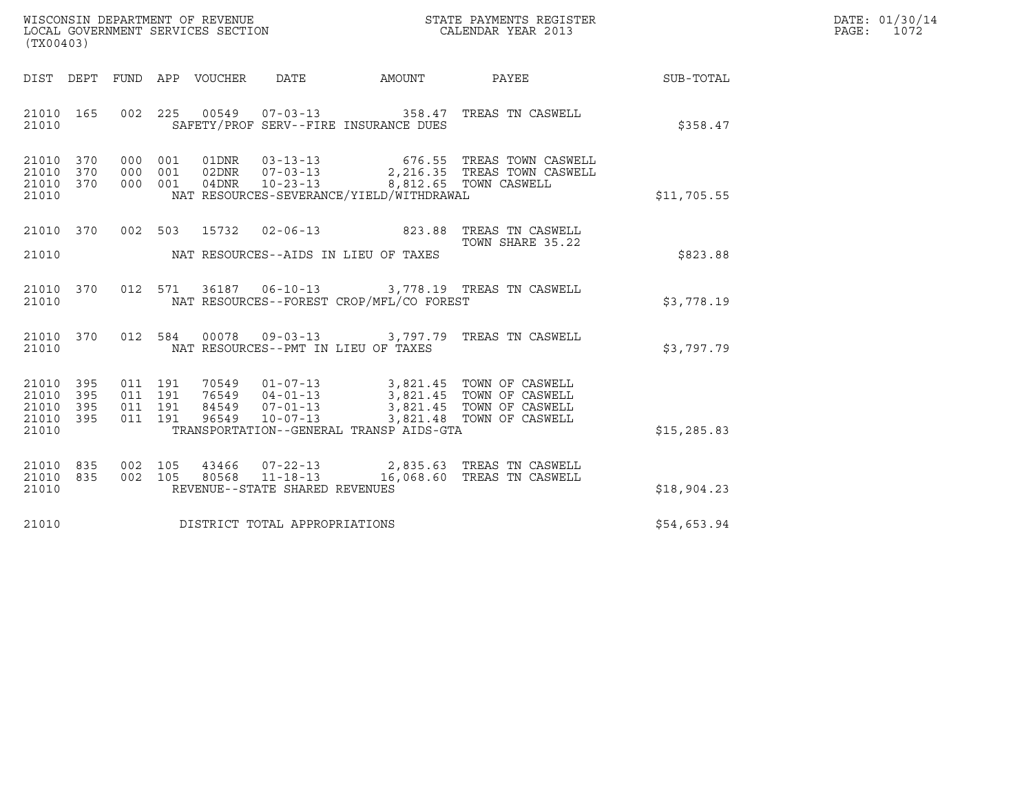WISCONSIN DEPARTMENT OF REVENUE
LOCAL GOVERNMENT SERVICES SECTION
(TX00403)

STATE PAYMENTS REGISTER
CALENDAR YEAR 2013

| DIST | DEPT | FUND | APP | VOUCHER | DATE | AMOUNT | PAYEE | SUB-TOTAL |
|---|---|---|---|---|---|---|---|---|
| 21010 | 165 | 002 | 225 | 00549 | 07-03-13 | 358.47 | TREAS TN CASWELL | |
| 21010 | | | | SAFETY/PROF SERV--FIRE INSURANCE DUES | | | | $358.47 |
| 21010 | 370 | 000 | 001 | 01DNR | 03-13-13 | 676.55 | TREAS TOWN CASWELL | |
| 21010 | 370 | 000 | 001 | 02DNR | 07-03-13 | 2,216.35 | TREAS TOWN CASWELL | |
| 21010 | 370 | 000 | 001 | 04DNR | 10-23-13 | 8,812.65 | TOWN CASWELL | |
| 21010 | | | | NAT RESOURCES-SEVERANCE/YIELD/WITHDRAWAL | | | | $11,705.55 |
| 21010 | 370 | 002 | 503 | 15732 | 02-06-13 | 823.88 | TREAS TN CASWELL TOWN SHARE 35.22 | |
| 21010 | | | | NAT RESOURCES--AIDS IN LIEU OF TAXES | | | | $823.88 |
| 21010 | 370 | 012 | 571 | 36187 | 06-10-13 | 3,778.19 | TREAS TN CASWELL | |
| 21010 | | | | NAT RESOURCES--FOREST CROP/MFL/CO FOREST | | | | $3,778.19 |
| 21010 | 370 | 012 | 584 | 00078 | 09-03-13 | 3,797.79 | TREAS TN CASWELL | |
| 21010 | | | | NAT RESOURCES--PMT IN LIEU OF TAXES | | | | $3,797.79 |
| 21010 | 395 | 011 | 191 | 70549 | 01-07-13 | 3,821.45 | TOWN OF CASWELL | |
| 21010 | 395 | 011 | 191 | 76549 | 04-01-13 | 3,821.45 | TOWN OF CASWELL | |
| 21010 | 395 | 011 | 191 | 84549 | 07-01-13 | 3,821.45 | TOWN OF CASWELL | |
| 21010 | 395 | 011 | 191 | 96549 | 10-07-13 | 3,821.48 | TOWN OF CASWELL | |
| 21010 | | | | TRANSPORTATION--GENERAL TRANSP AIDS-GTA | | | | $15,285.83 |
| 21010 | 835 | 002 | 105 | 43466 | 07-22-13 | 2,835.63 | TREAS TN CASWELL | |
| 21010 | 835 | 002 | 105 | 80568 | 11-18-13 | 16,068.60 | TREAS TN CASWELL | |
| 21010 | | | | REVENUE--STATE SHARED REVENUES | | | | $18,904.23 |
| 21010 | | | | DISTRICT TOTAL APPROPRIATIONS | | | | $54,653.94 |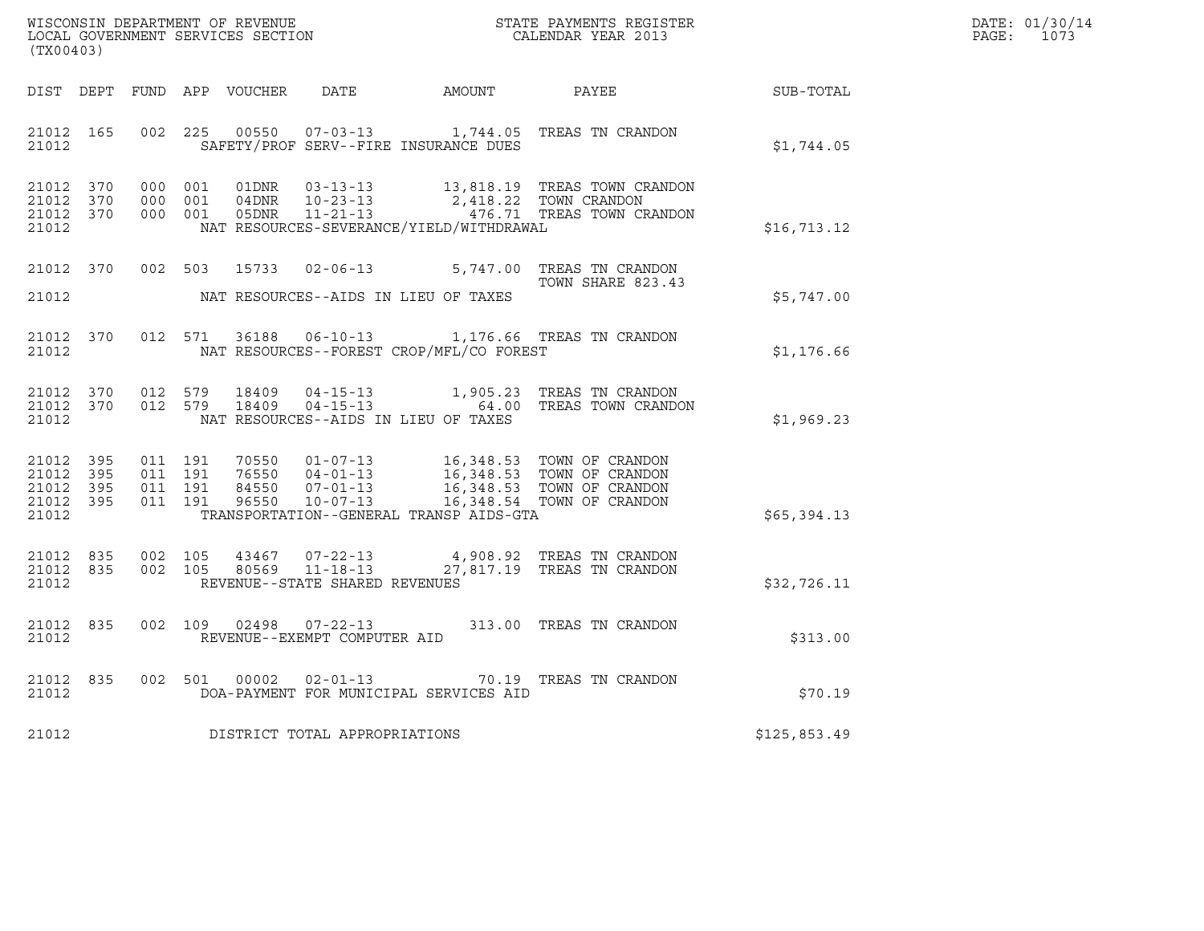WISCONSIN DEPARTMENT OF REVENUE
LOCAL GOVERNMENT SERVICES SECTION
(TX00403)

STATE PAYMENTS REGISTER
CALENDAR YEAR 2013

DATE: 01/30/14

| DIST | DEPT | FUND | APP | VOUCHER | DATE | AMOUNT | PAYEE | SUB-TOTAL |
|---|---|---|---|---|---|---|---|---|
| 21012 | 165 | 002 | 225 | 00550 | 07-03-13 | 1,744.05 | TREAS TN CRANDON | |
| 21012 | | | | SAFETY/PROF SERV--FIRE INSURANCE DUES | | | | $1,744.05 |
| 21012 | 370 | 000 | 001 | 01DNR | 03-13-13 | 13,818.19 | TREAS TOWN CRANDON | |
| 21012 | 370 | 000 | 001 | 04DNR | 10-23-13 | 2,418.22 | TOWN CRANDON | |
| 21012 | 370 | 000 | 001 | 05DNR | 11-21-13 | 476.71 | TREAS TOWN CRANDON | |
| 21012 | | | | NAT RESOURCES-SEVERANCE/YIELD/WITHDRAWAL | | | | $16,713.12 |
| 21012 | 370 | 002 | 503 | 15733 | 02-06-13 | 5,747.00 | TREAS TN CRANDON TOWN SHARE 823.43 | |
| 21012 | | | | NAT RESOURCES--AIDS IN LIEU OF TAXES | | | | $5,747.00 |
| 21012 | 370 | 012 | 571 | 36188 | 06-10-13 | 1,176.66 | TREAS TN CRANDON | |
| 21012 | | | | NAT RESOURCES--FOREST CROP/MFL/CO FOREST | | | | $1,176.66 |
| 21012 | 370 | 012 | 579 | 18409 | 04-15-13 | 1,905.23 | TREAS TN CRANDON | |
| 21012 | 370 | 012 | 579 | 18409 | 04-15-13 | 64.00 | TREAS TOWN CRANDON | |
| 21012 | | | | NAT RESOURCES--AIDS IN LIEU OF TAXES | | | | $1,969.23 |
| 21012 | 395 | 011 | 191 | 70550 | 01-07-13 | 16,348.53 | TOWN OF CRANDON | |
| 21012 | 395 | 011 | 191 | 76550 | 04-01-13 | 16,348.53 | TOWN OF CRANDON | |
| 21012 | 395 | 011 | 191 | 84550 | 07-01-13 | 16,348.53 | TOWN OF CRANDON | |
| 21012 | 395 | 011 | 191 | 96550 | 10-07-13 | 16,348.54 | TOWN OF CRANDON | |
| 21012 | | | | TRANSPORTATION--GENERAL TRANSP AIDS-GTA | | | | $65,394.13 |
| 21012 | 835 | 002 | 105 | 43467 | 07-22-13 | 4,908.92 | TREAS TN CRANDON | |
| 21012 | 835 | 002 | 105 | 80569 | 11-18-13 | 27,817.19 | TREAS TN CRANDON | |
| 21012 | | | | REVENUE--STATE SHARED REVENUES | | | | $32,726.11 |
| 21012 | 835 | 002 | 109 | 02498 | 07-22-13 | 313.00 | TREAS TN CRANDON | |
| 21012 | | | | REVENUE--EXEMPT COMPUTER AID | | | | $313.00 |
| 21012 | 835 | 002 | 501 | 00002 | 02-01-13 | 70.19 | TREAS TN CRANDON | |
| 21012 | | | | DOA-PAYMENT FOR MUNICIPAL SERVICES AID | | | | $70.19 |
| 21012 | | | | DISTRICT TOTAL APPROPRIATIONS | | | | $125,853.49 |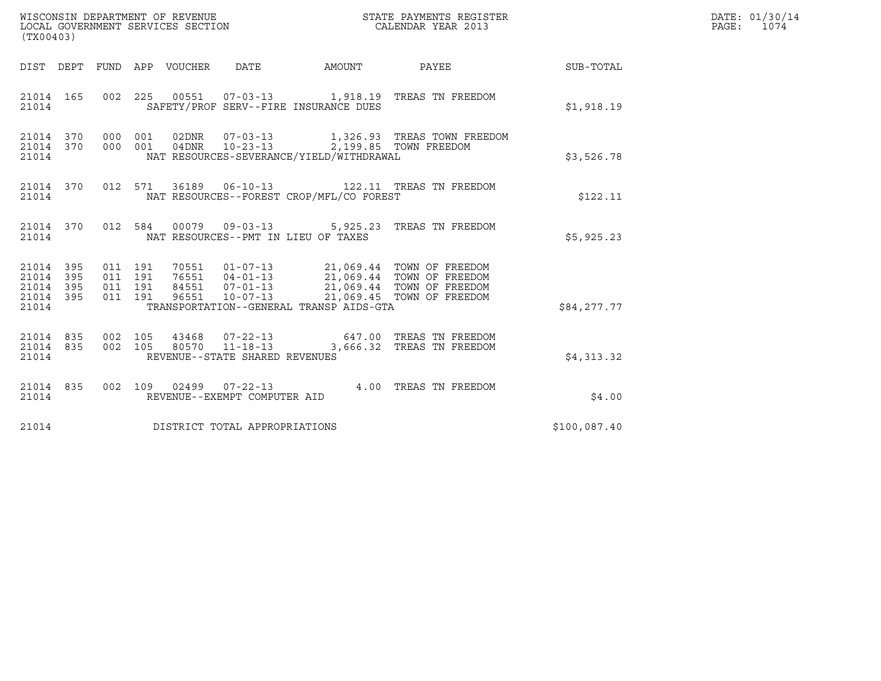WISCONSIN DEPARTMENT OF REVENUE
LOCAL GOVERNMENT SERVICES SECTION
(TX00403)

STATE PAYMENTS REGISTER
CALENDAR YEAR 2013

DATE: 01/30/14
PAGE: 1074

| DIST | DEPT | FUND | APP | VOUCHER | DATE | AMOUNT | PAYEE | SUB-TOTAL |
|---|---|---|---|---|---|---|---|---|
| 21014 | 165 | 002 | 225 | 00551 | 07-03-13 | 1,918.19 | TREAS TN FREEDOM | |
| 21014 | | | | SAFETY/PROF SERV--FIRE INSURANCE DUES | | | | $1,918.19 |
| 21014 | 370 | 000 | 001 | 02DNR | 07-03-13 | 1,326.93 | TREAS TOWN FREEDOM | |
| 21014 | 370 | 000 | 001 | 04DNR | 10-23-13 | 2,199.85 | TOWN FREEDOM | |
| 21014 | | | | NAT RESOURCES-SEVERANCE/YIELD/WITHDRAWAL | | | | $3,526.78 |
| 21014 | 370 | 012 | 571 | 36189 | 06-10-13 | 122.11 | TREAS TN FREEDOM | |
| 21014 | | | | NAT RESOURCES--FOREST CROP/MFL/CO FOREST | | | | $122.11 |
| 21014 | 370 | 012 | 584 | 00079 | 09-03-13 | 5,925.23 | TREAS TN FREEDOM | |
| 21014 | | | | NAT RESOURCES--PMT IN LIEU OF TAXES | | | | $5,925.23 |
| 21014 | 395 | 011 | 191 | 70551 | 01-07-13 | 21,069.44 | TOWN OF FREEDOM | |
| 21014 | 395 | 011 | 191 | 76551 | 04-01-13 | 21,069.44 | TOWN OF FREEDOM | |
| 21014 | 395 | 011 | 191 | 84551 | 07-01-13 | 21,069.44 | TOWN OF FREEDOM | |
| 21014 | 395 | 011 | 191 | 96551 | 10-07-13 | 21,069.45 | TOWN OF FREEDOM | |
| 21014 | | | | TRANSPORTATION--GENERAL TRANSP AIDS-GTA | | | | $84,277.77 |
| 21014 | 835 | 002 | 105 | 43468 | 07-22-13 | 647.00 | TREAS TN FREEDOM | |
| 21014 | 835 | 002 | 105 | 80570 | 11-18-13 | 3,666.32 | TREAS TN FREEDOM | |
| 21014 | | | | REVENUE--STATE SHARED REVENUES | | | | $4,313.32 |
| 21014 | 835 | 002 | 109 | 02499 | 07-22-13 | 4.00 | TREAS TN FREEDOM | |
| 21014 | | | | REVENUE--EXEMPT COMPUTER AID | | | | $4.00 |
| 21014 | | | | DISTRICT TOTAL APPROPRIATIONS | | | | $100,087.40 |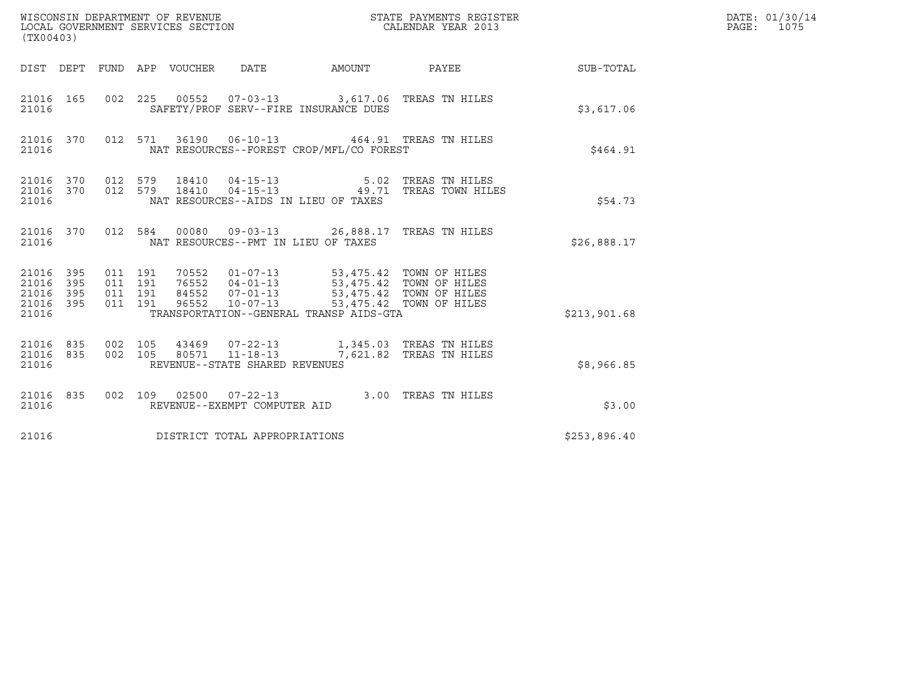WISCONSIN DEPARTMENT OF REVENUE
LOCAL GOVERNMENT SERVICES SECTION
(TX00403)

STATE PAYMENTS REGISTER
CALENDAR YEAR 2013

DATE: 01/30/14

| DIST | DEPT | FUND | APP | VOUCHER | DATE | AMOUNT | PAYEE | SUB-TOTAL |
|---|---|---|---|---|---|---|---|---|
| 21016 | 165 | 002 | 225 | 00552 | 07-03-13 | 3,617.06 | TREAS TN HILES | |
| 21016 | | | | SAFETY/PROF SERV--FIRE INSURANCE DUES | | | | $3,617.06 |
| 21016 | 370 | 012 | 571 | 36190 | 06-10-13 | 464.91 | TREAS TN HILES | |
| 21016 | | | | NAT RESOURCES--FOREST CROP/MFL/CO FOREST | | | | $464.91 |
| 21016 | 370 | 012 | 579 | 18410 | 04-15-13 | 5.02 | TREAS TN HILES | |
| 21016 | 370 | 012 | 579 | 18410 | 04-15-13 | 49.71 | TREAS TOWN HILES | |
| 21016 | | | | NAT RESOURCES--AIDS IN LIEU OF TAXES | | | | $54.73 |
| 21016 | 370 | 012 | 584 | 00080 | 09-03-13 | 26,888.17 | TREAS TN HILES | |
| 21016 | | | | NAT RESOURCES--PMT IN LIEU OF TAXES | | | | $26,888.17 |
| 21016 | 395 | 011 | 191 | 70552 | 01-07-13 | 53,475.42 | TOWN OF HILES | |
| 21016 | 395 | 011 | 191 | 76552 | 04-01-13 | 53,475.42 | TOWN OF HILES | |
| 21016 | 395 | 011 | 191 | 84552 | 07-01-13 | 53,475.42 | TOWN OF HILES | |
| 21016 | 395 | 011 | 191 | 96552 | 10-07-13 | 53,475.42 | TOWN OF HILES | |
| 21016 | | | | TRANSPORTATION--GENERAL TRANSP AIDS-GTA | | | | $213,901.68 |
| 21016 | 835 | 002 | 105 | 43469 | 07-22-13 | 1,345.03 | TREAS TN HILES | |
| 21016 | 835 | 002 | 105 | 80571 | 11-18-13 | 7,621.82 | TREAS TN HILES | |
| 21016 | | | | REVENUE--STATE SHARED REVENUES | | | | $8,966.85 |
| 21016 | 835 | 002 | 109 | 02500 | 07-22-13 | 3.00 | TREAS TN HILES | |
| 21016 | | | | REVENUE--EXEMPT COMPUTER AID | | | | $3.00 |
| 21016 | | | | DISTRICT TOTAL APPROPRIATIONS | | | | $253,896.40 |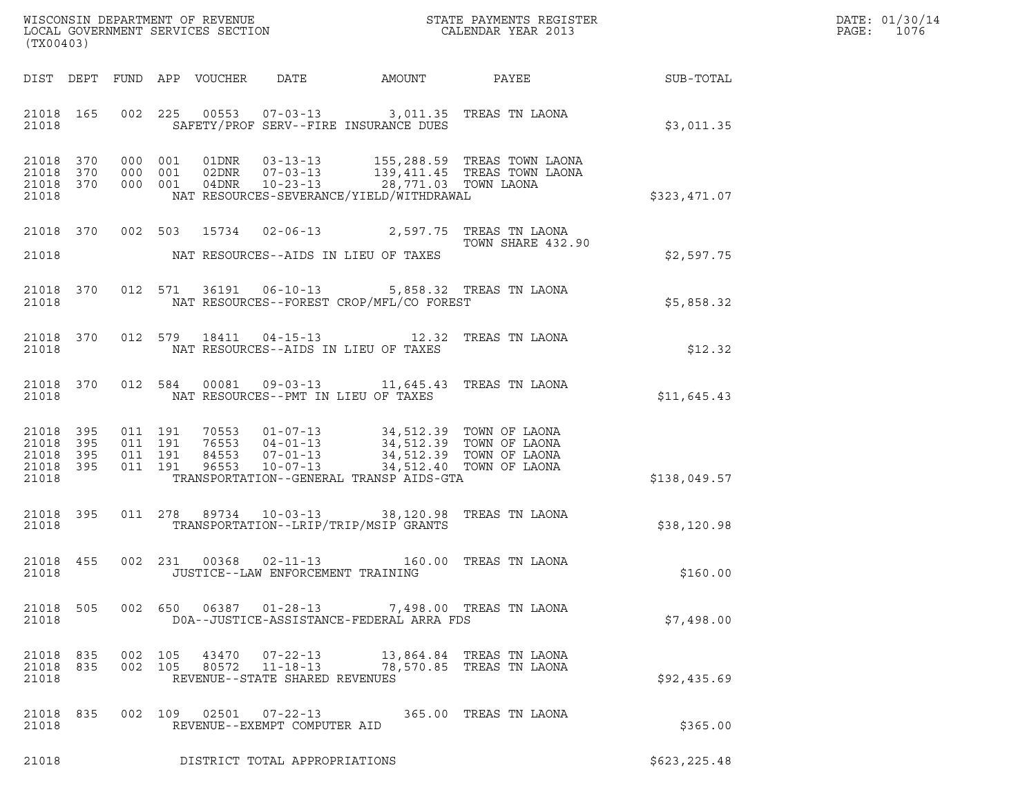WISCONSIN DEPARTMENT OF REVENUE
LOCAL GOVERNMENT SERVICES SECTION
(TX00403)

STATE PAYMENTS REGISTER
CALENDAR YEAR 2013

DATE: 01/30/14

| DIST | DEPT | FUND | APP | VOUCHER | DATE | AMOUNT | PAYEE | SUB-TOTAL |
|---|---|---|---|---|---|---|---|---|
| 21018 | 165 | 002 | 225 | 00553 | 07-03-13 | 3,011.35 | TREAS TN LAONA | |
| 21018 | | | | SAFETY/PROF SERV--FIRE INSURANCE DUES | | | | $3,011.35 |
| 21018 | 370 | 000 | 001 | 01DNR | 03-13-13 | 155,288.59 | TREAS TOWN LAONA | |
| 21018 | 370 | 000 | 001 | 02DNR | 07-03-13 | 139,411.45 | TREAS TOWN LAONA | |
| 21018 | 370 | 000 | 001 | 04DNR | 10-23-13 | 28,771.03 | TOWN LAONA | |
| 21018 | | | | NAT RESOURCES-SEVERANCE/YIELD/WITHDRAWAL | | | | $323,471.07 |
| 21018 | 370 | 002 | 503 | 15734 | 02-06-13 | 2,597.75 | TREAS TN LAONA TOWN SHARE 432.90 | |
| 21018 | | | | NAT RESOURCES--AIDS IN LIEU OF TAXES | | | | $2,597.75 |
| 21018 | 370 | 012 | 571 | 36191 | 06-10-13 | 5,858.32 | TREAS TN LAONA | |
| 21018 | | | | NAT RESOURCES--FOREST CROP/MFL/CO FOREST | | | | $5,858.32 |
| 21018 | 370 | 012 | 579 | 18411 | 04-15-13 | 12.32 | TREAS TN LAONA | |
| 21018 | | | | NAT RESOURCES--AIDS IN LIEU OF TAXES | | | | $12.32 |
| 21018 | 370 | 012 | 584 | 00081 | 09-03-13 | 11,645.43 | TREAS TN LAONA | |
| 21018 | | | | NAT RESOURCES--PMT IN LIEU OF TAXES | | | | $11,645.43 |
| 21018 | 395 | 011 | 191 | 70553 | 01-07-13 | 34,512.39 | TOWN OF LAONA | |
| 21018 | 395 | 011 | 191 | 76553 | 04-01-13 | 34,512.39 | TOWN OF LAONA | |
| 21018 | 395 | 011 | 191 | 84553 | 07-01-13 | 34,512.39 | TOWN OF LAONA | |
| 21018 | 395 | 011 | 191 | 96553 | 10-07-13 | 34,512.40 | TOWN OF LAONA | |
| 21018 | | | | TRANSPORTATION--GENERAL TRANSP AIDS-GTA | | | | $138,049.57 |
| 21018 | 395 | 011 | 278 | 89734 | 10-03-13 | 38,120.98 | TREAS TN LAONA | |
| 21018 | | | | TRANSPORTATION--LRIP/TRIP/MSIP GRANTS | | | | $38,120.98 |
| 21018 | 455 | 002 | 231 | 00368 | 02-11-13 | 160.00 | TREAS TN LAONA | |
| 21018 | | | | JUSTICE--LAW ENFORCEMENT TRAINING | | | | $160.00 |
| 21018 | 505 | 002 | 650 | 06387 | 01-28-13 | 7,498.00 | TREAS TN LAONA | |
| 21018 | | | | DOA--JUSTICE-ASSISTANCE-FEDERAL ARRA FDS | | | | $7,498.00 |
| 21018 | 835 | 002 | 105 | 43470 | 07-22-13 | 13,864.84 | TREAS TN LAONA | |
| 21018 | 835 | 002 | 105 | 80572 | 11-18-13 | 78,570.85 | TREAS TN LAONA | |
| 21018 | | | | REVENUE--STATE SHARED REVENUES | | | | $92,435.69 |
| 21018 | 835 | 002 | 109 | 02501 | 07-22-13 | 365.00 | TREAS TN LAONA | |
| 21018 | | | | REVENUE--EXEMPT COMPUTER AID | | | | $365.00 |
| 21018 | | | | DISTRICT TOTAL APPROPRIATIONS | | | | $623,225.48 |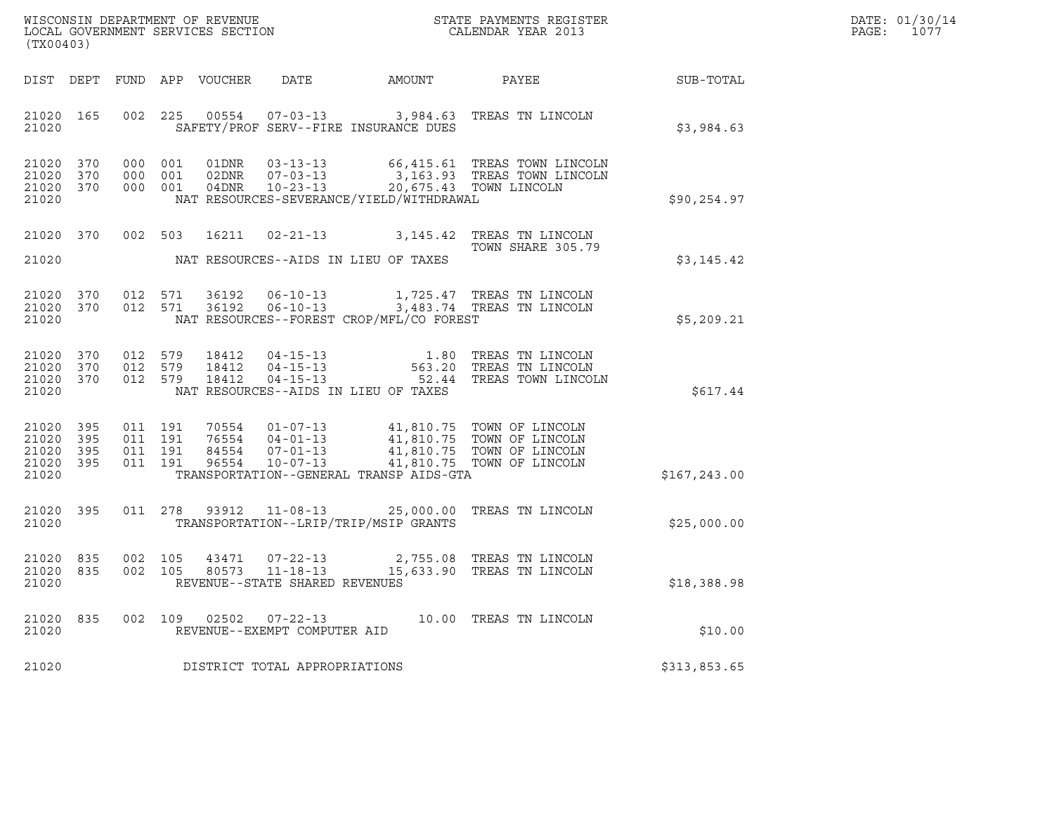WISCONSIN DEPARTMENT OF REVENUE
LOCAL GOVERNMENT SERVICES SECTION
(TX00403)

STATE PAYMENTS REGISTER
CALENDAR YEAR 2013

DATE: 01/30/14
PAGE: 1077

| DIST | DEPT | FUND | APP | VOUCHER | DATE | AMOUNT | PAYEE | SUB-TOTAL |
|---|---|---|---|---|---|---|---|---|
| 21020 | 165 | 002 | 225 | 00554 | 07-03-13 | 3,984.63 | TREAS TN LINCOLN | |
| 21020 | | | | | SAFETY/PROF SERV--FIRE INSURANCE DUES | | | $3,984.63 |
| 21020 | 370 | 000 | 001 | 01DNR | 03-13-13 | 66,415.61 | TREAS TOWN LINCOLN | |
| 21020 | 370 | 000 | 001 | 02DNR | 07-03-13 | 3,163.93 | TREAS TOWN LINCOLN | |
| 21020 | 370 | 000 | 001 | 04DNR | 10-23-13 | 20,675.43 | TOWN LINCOLN | |
| 21020 | | | | | NAT RESOURCES-SEVERANCE/YIELD/WITHDRAWAL | | | $90,254.97 |
| 21020 | 370 | 002 | 503 | 16211 | 02-21-13 | 3,145.42 | TREAS TN LINCOLN TOWN SHARE 305.79 | |
| 21020 | | | | | NAT RESOURCES--AIDS IN LIEU OF TAXES | | | $3,145.42 |
| 21020 | 370 | 012 | 571 | 36192 | 06-10-13 | 1,725.47 | TREAS TN LINCOLN | |
| 21020 | 370 | 012 | 571 | 36192 | 06-10-13 | 3,483.74 | TREAS TN LINCOLN | |
| 21020 | | | | | NAT RESOURCES--FOREST CROP/MFL/CO FOREST | | | $5,209.21 |
| 21020 | 370 | 012 | 579 | 18412 | 04-15-13 | 1.80 | TREAS TN LINCOLN | |
| 21020 | 370 | 012 | 579 | 18412 | 04-15-13 | 563.20 | TREAS TN LINCOLN | |
| 21020 | 370 | 012 | 579 | 18412 | 04-15-13 | 52.44 | TREAS TOWN LINCOLN | |
| 21020 | | | | | NAT RESOURCES--AIDS IN LIEU OF TAXES | | | $617.44 |
| 21020 | 395 | 011 | 191 | 70554 | 01-07-13 | 41,810.75 | TOWN OF LINCOLN | |
| 21020 | 395 | 011 | 191 | 76554 | 04-01-13 | 41,810.75 | TOWN OF LINCOLN | |
| 21020 | 395 | 011 | 191 | 84554 | 07-01-13 | 41,810.75 | TOWN OF LINCOLN | |
| 21020 | 395 | 011 | 191 | 96554 | 10-07-13 | 41,810.75 | TOWN OF LINCOLN | |
| 21020 | | | | | TRANSPORTATION--GENERAL TRANSP AIDS-GTA | | | $167,243.00 |
| 21020 | 395 | 011 | 278 | 93912 | 11-08-13 | 25,000.00 | TREAS TN LINCOLN | |
| 21020 | | | | | TRANSPORTATION--LRIP/TRIP/MSIP GRANTS | | | $25,000.00 |
| 21020 | 835 | 002 | 105 | 43471 | 07-22-13 | 2,755.08 | TREAS TN LINCOLN | |
| 21020 | 835 | 002 | 105 | 80573 | 11-18-13 | 15,633.90 | TREAS TN LINCOLN | |
| 21020 | | | | | REVENUE--STATE SHARED REVENUES | | | $18,388.98 |
| 21020 | 835 | 002 | 109 | 02502 | 07-22-13 | 10.00 | TREAS TN LINCOLN | |
| 21020 | | | | | REVENUE--EXEMPT COMPUTER AID | | | $10.00 |
| 21020 | | | | | DISTRICT TOTAL APPROPRIATIONS | | | $313,853.65 |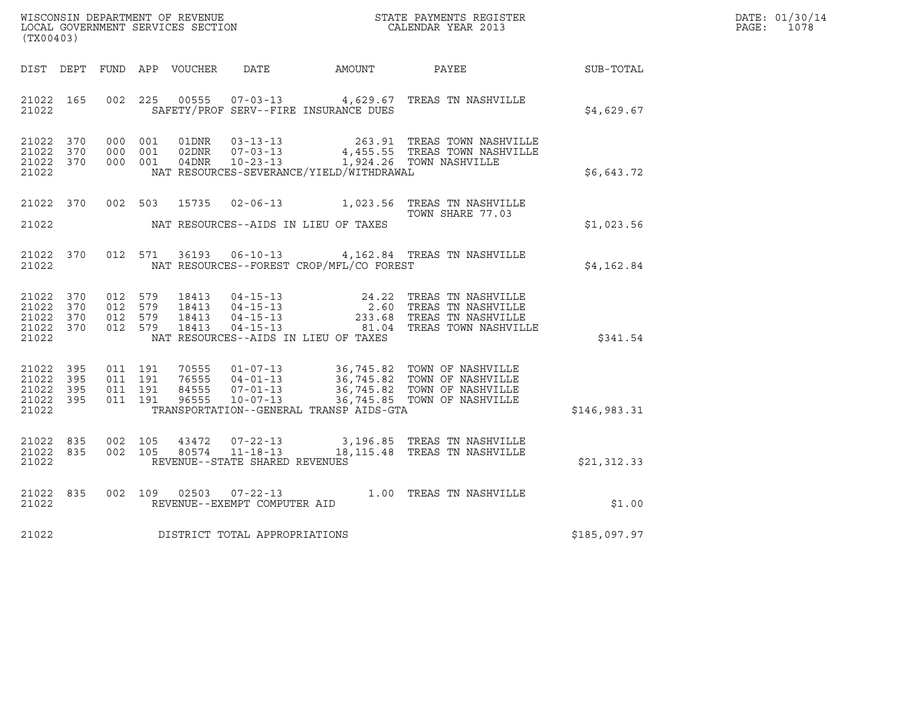WISCONSIN DEPARTMENT OF REVENUE
LOCAL GOVERNMENT SERVICES SECTION
(TX00403)

STATE PAYMENTS REGISTER
CALENDAR YEAR 2013

DATE: 01/30/14

| DIST | DEPT | FUND | APP | VOUCHER | DATE | AMOUNT | PAYEE | SUB-TOTAL |
|---|---|---|---|---|---|---|---|---|
| 21022 | 165 | 002 | 225 | 00555 | 07-03-13 | 4,629.67 | TREAS TN NASHVILLE | |
| 21022 | | | | | SAFETY/PROF SERV--FIRE INSURANCE DUES | | | $4,629.67 |
| 21022 | 370 | 000 | 001 | 01DNR | 03-13-13 | 263.91 | TREAS TOWN NASHVILLE | |
| 21022 | 370 | 000 | 001 | 02DNR | 07-03-13 | 4,455.55 | TREAS TOWN NASHVILLE | |
| 21022 | 370 | 000 | 001 | 04DNR | 10-23-13 | 1,924.26 | TOWN NASHVILLE | |
| 21022 | | | | | NAT RESOURCES-SEVERANCE/YIELD/WITHDRAWAL | | | $6,643.72 |
| 21022 | 370 | 002 | 503 | 15735 | 02-06-13 | 1,023.56 | TREAS TN NASHVILLE TOWN SHARE 77.03 | |
| 21022 | | | | | NAT RESOURCES--AIDS IN LIEU OF TAXES | | | $1,023.56 |
| 21022 | 370 | 012 | 571 | 36193 | 06-10-13 | 4,162.84 | TREAS TN NASHVILLE | |
| 21022 | | | | | NAT RESOURCES--FOREST CROP/MFL/CO FOREST | | | $4,162.84 |
| 21022 | 370 | 012 | 579 | 18413 | 04-15-13 | 24.22 | TREAS TN NASHVILLE | |
| 21022 | 370 | 012 | 579 | 18413 | 04-15-13 | 2.60 | TREAS TN NASHVILLE | |
| 21022 | 370 | 012 | 579 | 18413 | 04-15-13 | 233.68 | TREAS TN NASHVILLE | |
| 21022 | 370 | 012 | 579 | 18413 | 04-15-13 | 81.04 | TREAS TOWN NASHVILLE | |
| 21022 | | | | | NAT RESOURCES--AIDS IN LIEU OF TAXES | | | $341.54 |
| 21022 | 395 | 011 | 191 | 70555 | 01-07-13 | 36,745.82 | TOWN OF NASHVILLE | |
| 21022 | 395 | 011 | 191 | 76555 | 04-01-13 | 36,745.82 | TOWN OF NASHVILLE | |
| 21022 | 395 | 011 | 191 | 84555 | 07-01-13 | 36,745.82 | TOWN OF NASHVILLE | |
| 21022 | 395 | 011 | 191 | 96555 | 10-07-13 | 36,745.85 | TOWN OF NASHVILLE | |
| 21022 | | | | | TRANSPORTATION--GENERAL TRANSP AIDS-GTA | | | $146,983.31 |
| 21022 | 835 | 002 | 105 | 43472 | 07-22-13 | 3,196.85 | TREAS TN NASHVILLE | |
| 21022 | 835 | 002 | 105 | 80574 | 11-18-13 | 18,115.48 | TREAS TN NASHVILLE | |
| 21022 | | | | | REVENUE--STATE SHARED REVENUES | | | $21,312.33 |
| 21022 | 835 | 002 | 109 | 02503 | 07-22-13 | 1.00 | TREAS TN NASHVILLE | |
| 21022 | | | | | REVENUE--EXEMPT COMPUTER AID | | | $1.00 |
| 21022 | | | | | DISTRICT TOTAL APPROPRIATIONS | | | $185,097.97 |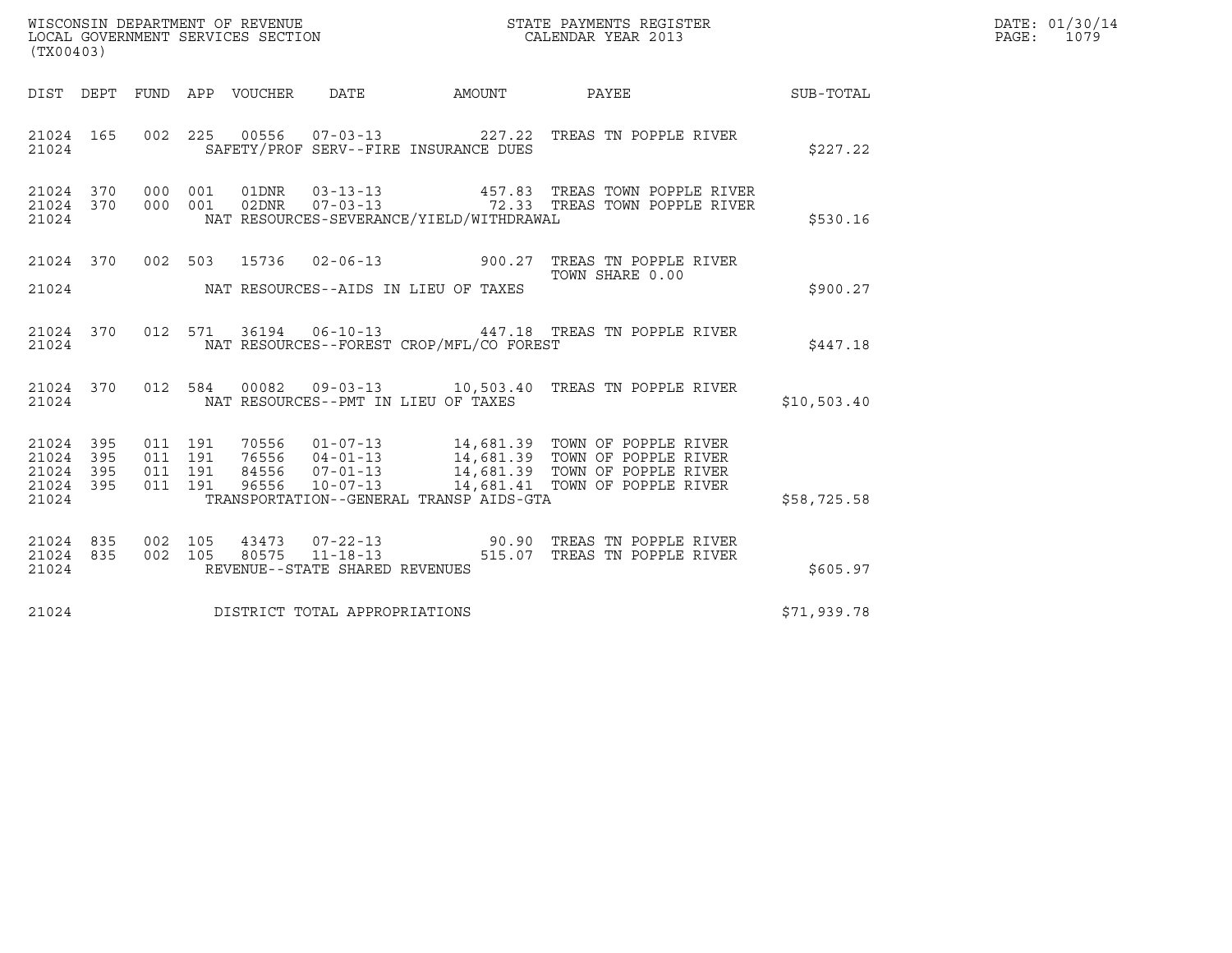WISCONSIN DEPARTMENT OF REVENUE
LOCAL GOVERNMENT SERVICES SECTION
(TX00403)

STATE PAYMENTS REGISTER
CALENDAR YEAR 2013

DATE: 01/30/14
PAGE: 1079

| DIST | DEPT | FUND | APP | VOUCHER | DATE | AMOUNT | PAYEE | SUB-TOTAL |
|---|---|---|---|---|---|---|---|---|
| 21024 | 165 | 002 | 225 | 00556 | 07-03-13 | 227.22 | TREAS TN POPPLE RIVER | |
| 21024 | | | | | SAFETY/PROF SERV--FIRE INSURANCE DUES | | | $227.22 |
| 21024 | 370 | 000 | 001 | 01DNR | 03-13-13 | 457.83 | TREAS TOWN POPPLE RIVER | |
| 21024 | 370 | 000 | 001 | 02DNR | 07-03-13 | 72.33 | TREAS TOWN POPPLE RIVER | |
| 21024 | | | | | NAT RESOURCES-SEVERANCE/YIELD/WITHDRAWAL | | | $530.16 |
| 21024 | 370 | 002 | 503 | 15736 | 02-06-13 | 900.27 | TREAS TN POPPLE RIVER TOWN SHARE 0.00 | |
| 21024 | | | | | NAT RESOURCES--AIDS IN LIEU OF TAXES | | | $900.27 |
| 21024 | 370 | 012 | 571 | 36194 | 06-10-13 | 447.18 | TREAS TN POPPLE RIVER | |
| 21024 | | | | | NAT RESOURCES--FOREST CROP/MFL/CO FOREST | | | $447.18 |
| 21024 | 370 | 012 | 584 | 00082 | 09-03-13 | 10,503.40 | TREAS TN POPPLE RIVER | |
| 21024 | | | | | NAT RESOURCES--PMT IN LIEU OF TAXES | | | $10,503.40 |
| 21024 | 395 | 011 | 191 | 70556 | 01-07-13 | 14,681.39 | TOWN OF POPPLE RIVER | |
| 21024 | 395 | 011 | 191 | 76556 | 04-01-13 | 14,681.39 | TOWN OF POPPLE RIVER | |
| 21024 | 395 | 011 | 191 | 84556 | 07-01-13 | 14,681.39 | TOWN OF POPPLE RIVER | |
| 21024 | 395 | 011 | 191 | 96556 | 10-07-13 | 14,681.41 | TOWN OF POPPLE RIVER | |
| 21024 | | | | | TRANSPORTATION--GENERAL TRANSP AIDS-GTA | | | $58,725.58 |
| 21024 | 835 | 002 | 105 | 43473 | 07-22-13 | 90.90 | TREAS TN POPPLE RIVER | |
| 21024 | 835 | 002 | 105 | 80575 | 11-18-13 | 515.07 | TREAS TN POPPLE RIVER | |
| 21024 | | | | | REVENUE--STATE SHARED REVENUES | | | $605.97 |
| 21024 | | | | | DISTRICT TOTAL APPROPRIATIONS | | | $71,939.78 |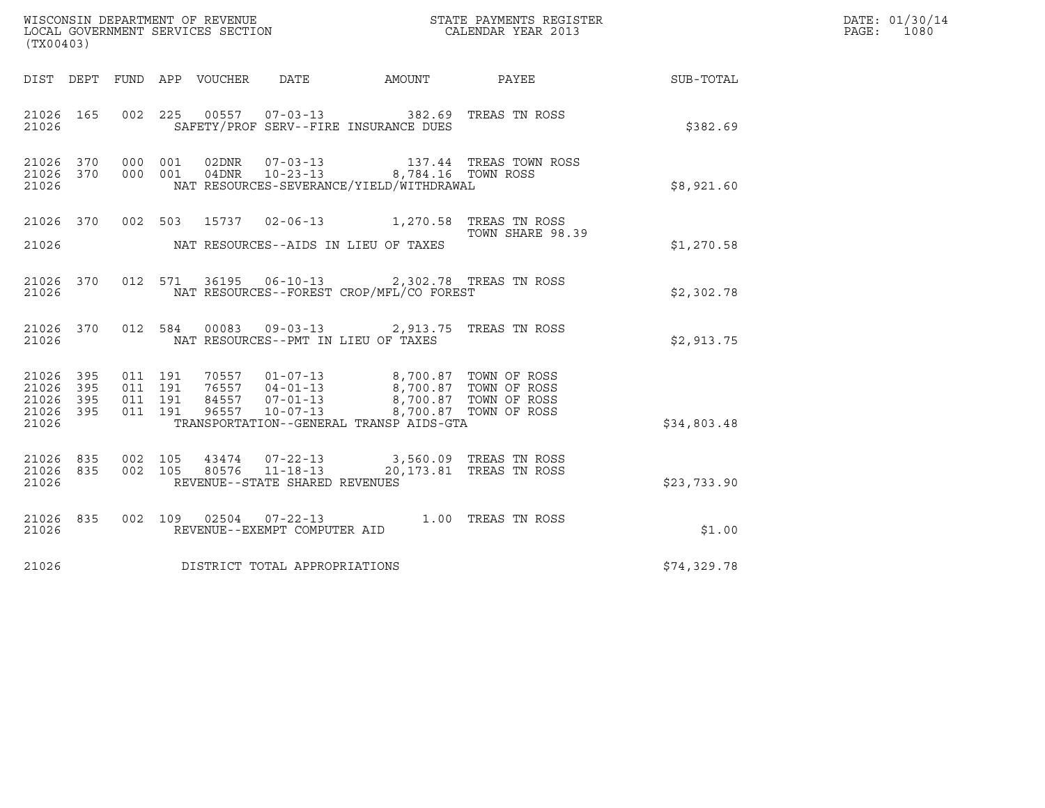WISCONSIN DEPARTMENT OF REVENUE
LOCAL GOVERNMENT SERVICES SECTION
(TX00403)

STATE PAYMENTS REGISTER
CALENDAR YEAR 2013

DATE: 01/30/14
PAGE: 1080

| DIST | DEPT | FUND | APP | VOUCHER | DATE | AMOUNT | PAYEE | SUB-TOTAL |
|---|---|---|---|---|---|---|---|---|
| 21026 | 165 | 002 | 225 | 00557 | 07-03-13 | 382.69 | TREAS TN ROSS | |
| 21026 | | | | SAFETY/PROF SERV--FIRE INSURANCE DUES | | | | $382.69 |
| 21026 | 370 | 000 | 001 | 02DNR | 07-03-13 | 137.44 | TREAS TOWN ROSS | |
| 21026 | 370 | 000 | 001 | 04DNR | 10-23-13 | 8,784.16 | TOWN ROSS | |
| 21026 | | | | NAT RESOURCES-SEVERANCE/YIELD/WITHDRAWAL | | | | $8,921.60 |
| 21026 | 370 | 002 | 503 | 15737 | 02-06-13 | 1,270.58 | TREAS TN ROSS TOWN SHARE 98.39 | |
| 21026 | | | | NAT RESOURCES--AIDS IN LIEU OF TAXES | | | | $1,270.58 |
| 21026 | 370 | 012 | 571 | 36195 | 06-10-13 | 2,302.78 | TREAS TN ROSS | |
| 21026 | | | | NAT RESOURCES--FOREST CROP/MFL/CO FOREST | | | | $2,302.78 |
| 21026 | 370 | 012 | 584 | 00083 | 09-03-13 | 2,913.75 | TREAS TN ROSS | |
| 21026 | | | | NAT RESOURCES--PMT IN LIEU OF TAXES | | | | $2,913.75 |
| 21026 | 395 | 011 | 191 | 70557 | 01-07-13 | 8,700.87 | TOWN OF ROSS | |
| 21026 | 395 | 011 | 191 | 76557 | 04-01-13 | 8,700.87 | TOWN OF ROSS | |
| 21026 | 395 | 011 | 191 | 84557 | 07-01-13 | 8,700.87 | TOWN OF ROSS | |
| 21026 | 395 | 011 | 191 | 96557 | 10-07-13 | 8,700.87 | TOWN OF ROSS | |
| 21026 | | | | TRANSPORTATION--GENERAL TRANSP AIDS-GTA | | | | $34,803.48 |
| 21026 | 835 | 002 | 105 | 43474 | 07-22-13 | 3,560.09 | TREAS TN ROSS | |
| 21026 | 835 | 002 | 105 | 80576 | 11-18-13 | 20,173.81 | TREAS TN ROSS | |
| 21026 | | | | REVENUE--STATE SHARED REVENUES | | | | $23,733.90 |
| 21026 | 835 | 002 | 109 | 02504 | 07-22-13 | 1.00 | TREAS TN ROSS | |
| 21026 | | | | REVENUE--EXEMPT COMPUTER AID | | | | $1.00 |
| 21026 | | | | DISTRICT TOTAL APPROPRIATIONS | | | | $74,329.78 |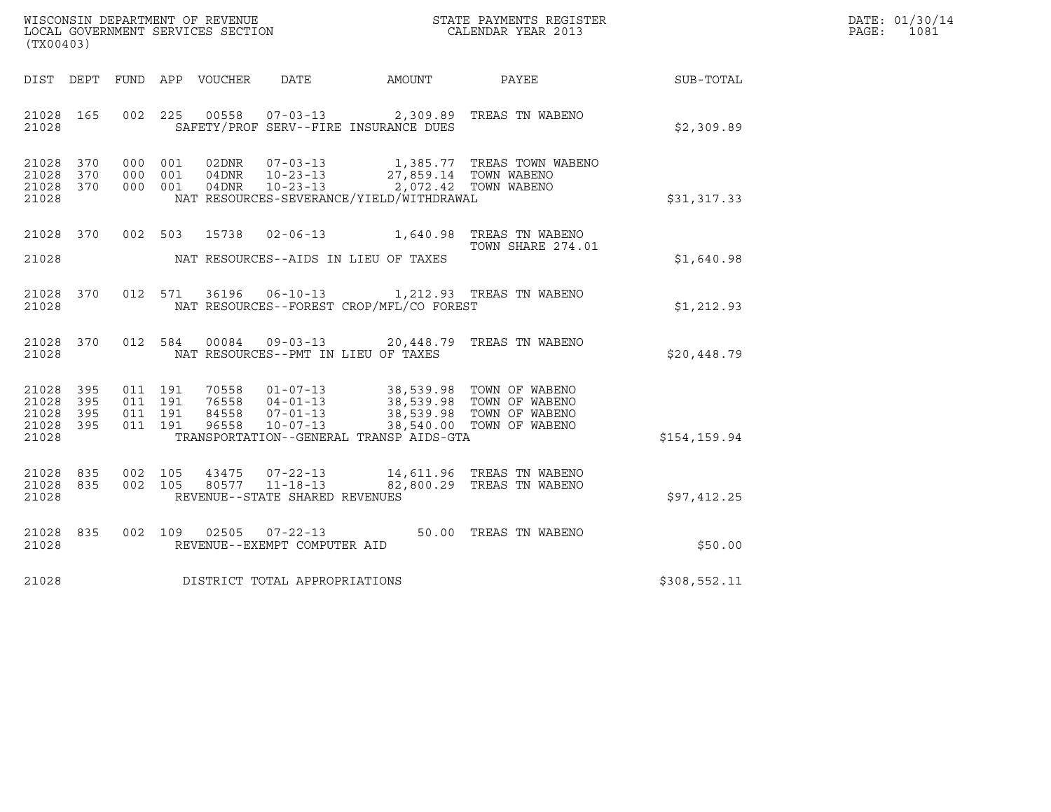WISCONSIN DEPARTMENT OF REVENUE
LOCAL GOVERNMENT SERVICES SECTION
(TX00403)

STATE PAYMENTS REGISTER
CALENDAR YEAR 2013

DATE: 01/30/14
PAGE: 1081

| DIST | DEPT | FUND | APP | VOUCHER | DATE | AMOUNT | PAYEE | SUB-TOTAL |
|---|---|---|---|---|---|---|---|---|
| 21028 | 165 | 002 | 225 | 00558 | 07-03-13 | 2,309.89 | TREAS TN WABENO | |
| 21028 | | | | SAFETY/PROF SERV--FIRE INSURANCE DUES | | | | $2,309.89 |
| 21028 | 370 | 000 | 001 | 02DNR | 07-03-13 | 1,385.77 | TREAS TOWN WABENO | |
| 21028 | 370 | 000 | 001 | 04DNR | 10-23-13 | 27,859.14 | TOWN WABENO | |
| 21028 | 370 | 000 | 001 | 04DNR | 10-23-13 | 2,072.42 | TOWN WABENO | |
| 21028 | | | | NAT RESOURCES-SEVERANCE/YIELD/WITHDRAWAL | | | | $31,317.33 |
| 21028 | 370 | 002 | 503 | 15738 | 02-06-13 | 1,640.98 | TREAS TN WABENO TOWN SHARE 274.01 | |
| 21028 | | | | NAT RESOURCES--AIDS IN LIEU OF TAXES | | | | $1,640.98 |
| 21028 | 370 | 012 | 571 | 36196 | 06-10-13 | 1,212.93 | TREAS TN WABENO | |
| 21028 | | | | NAT RESOURCES--FOREST CROP/MFL/CO FOREST | | | | $1,212.93 |
| 21028 | 370 | 012 | 584 | 00084 | 09-03-13 | 20,448.79 | TREAS TN WABENO | |
| 21028 | | | | NAT RESOURCES--PMT IN LIEU OF TAXES | | | | $20,448.79 |
| 21028 | 395 | 011 | 191 | 70558 | 01-07-13 | 38,539.98 | TOWN OF WABENO | |
| 21028 | 395 | 011 | 191 | 76558 | 04-01-13 | 38,539.98 | TOWN OF WABENO | |
| 21028 | 395 | 011 | 191 | 84558 | 07-01-13 | 38,539.98 | TOWN OF WABENO | |
| 21028 | 395 | 011 | 191 | 96558 | 10-07-13 | 38,540.00 | TOWN OF WABENO | |
| 21028 | | | | TRANSPORTATION--GENERAL TRANSP AIDS-GTA | | | | $154,159.94 |
| 21028 | 835 | 002 | 105 | 43475 | 07-22-13 | 14,611.96 | TREAS TN WABENO | |
| 21028 | 835 | 002 | 105 | 80577 | 11-18-13 | 82,800.29 | TREAS TN WABENO | |
| 21028 | | | | REVENUE--STATE SHARED REVENUES | | | | $97,412.25 |
| 21028 | 835 | 002 | 109 | 02505 | 07-22-13 | 50.00 | TREAS TN WABENO | |
| 21028 | | | | REVENUE--EXEMPT COMPUTER AID | | | | $50.00 |
| 21028 | | | | DISTRICT TOTAL APPROPRIATIONS | | | | $308,552.11 |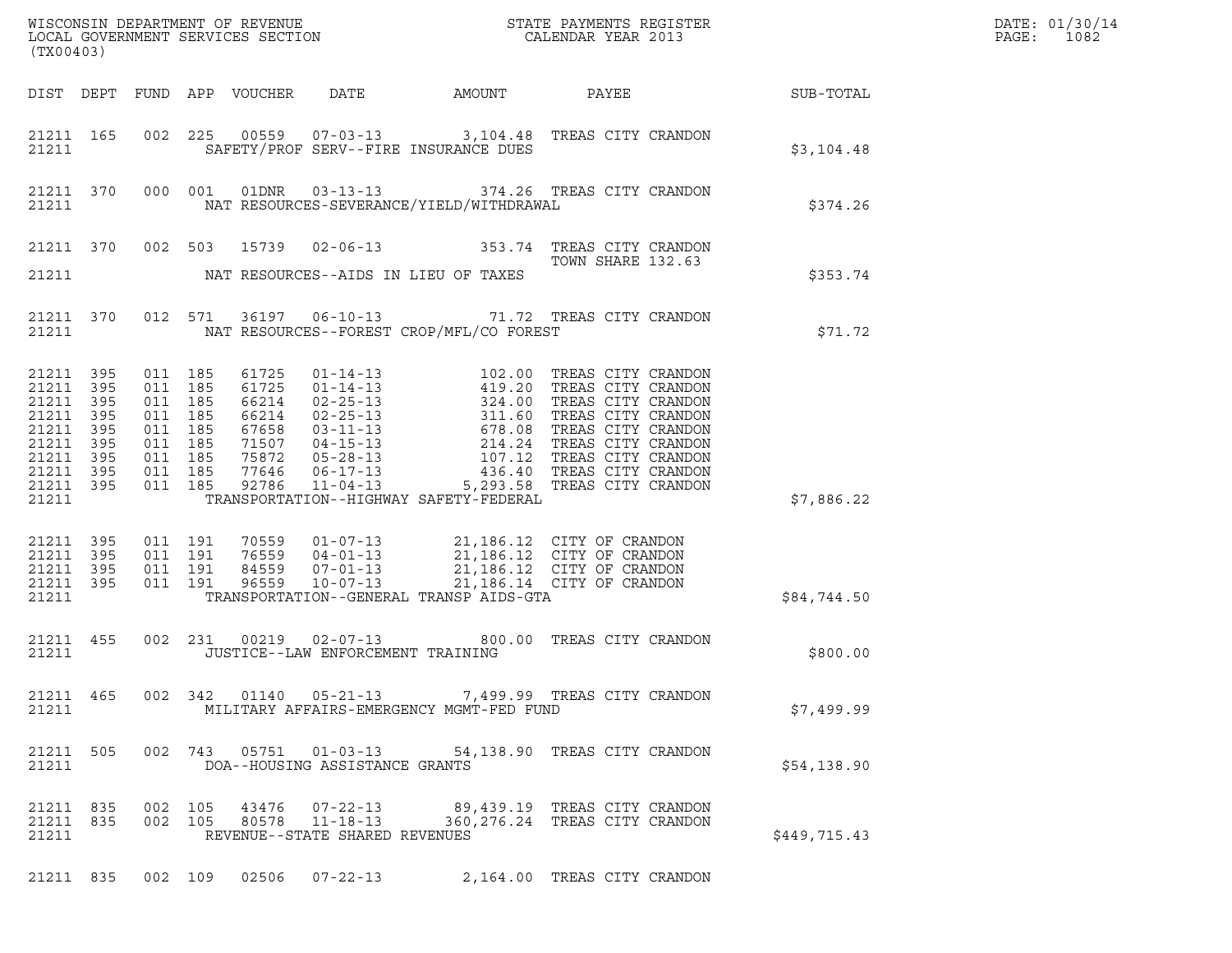WISCONSIN DEPARTMENT OF REVENUE
LOCAL GOVERNMENT SERVICES SECTION
(TX00403)

STATE PAYMENTS REGISTER
CALENDAR YEAR 2013

DATE: 01/30/14
PAGE: 1082

| DIST | DEPT | FUND | APP | VOUCHER | DATE | AMOUNT | PAYEE | SUB-TOTAL |
|---|---|---|---|---|---|---|---|---|
| 21211 | 165 | 002 | 225 | 00559 | 07-03-13 | 3,104.48 | TREAS CITY CRANDON | |
| 21211 | | | | | SAFETY/PROF SERV--FIRE INSURANCE DUES | | | $3,104.48 |
| 21211 | 370 | 000 | 001 | 01DNR | 03-13-13 | 374.26 | TREAS CITY CRANDON | |
| 21211 | | | | | NAT RESOURCES-SEVERANCE/YIELD/WITHDRAWAL | | | $374.26 |
| 21211 | 370 | 002 | 503 | 15739 | 02-06-13 | 353.74 | TREAS CITY CRANDON TOWN SHARE 132.63 | |
| 21211 | | | | | NAT RESOURCES--AIDS IN LIEU OF TAXES | | | $353.74 |
| 21211 | 370 | 012 | 571 | 36197 | 06-10-13 | 71.72 | TREAS CITY CRANDON | |
| 21211 | | | | | NAT RESOURCES--FOREST CROP/MFL/CO FOREST | | | $71.72 |
| 21211 | 395 | 011 | 185 | 61725 | 01-14-13 | 102.00 | TREAS CITY CRANDON | |
| 21211 | 395 | 011 | 185 | 61725 | 01-14-13 | 419.20 | TREAS CITY CRANDON | |
| 21211 | 395 | 011 | 185 | 66214 | 02-25-13 | 324.00 | TREAS CITY CRANDON | |
| 21211 | 395 | 011 | 185 | 66214 | 02-25-13 | 311.60 | TREAS CITY CRANDON | |
| 21211 | 395 | 011 | 185 | 67658 | 03-11-13 | 678.08 | TREAS CITY CRANDON | |
| 21211 | 395 | 011 | 185 | 71507 | 04-15-13 | 214.24 | TREAS CITY CRANDON | |
| 21211 | 395 | 011 | 185 | 75872 | 05-28-13 | 107.12 | TREAS CITY CRANDON | |
| 21211 | 395 | 011 | 185 | 77646 | 06-17-13 | 436.40 | TREAS CITY CRANDON | |
| 21211 | 395 | 011 | 185 | 92786 | 11-04-13 | 5,293.58 | TREAS CITY CRANDON | |
| 21211 | | | | | TRANSPORTATION--HIGHWAY SAFETY-FEDERAL | | | $7,886.22 |
| 21211 | 395 | 011 | 191 | 70559 | 01-07-13 | 21,186.12 | CITY OF CRANDON | |
| 21211 | 395 | 011 | 191 | 76559 | 04-01-13 | 21,186.12 | CITY OF CRANDON | |
| 21211 | 395 | 011 | 191 | 84559 | 07-01-13 | 21,186.12 | CITY OF CRANDON | |
| 21211 | 395 | 011 | 191 | 96559 | 10-07-13 | 21,186.14 | CITY OF CRANDON | |
| 21211 | | | | | TRANSPORTATION--GENERAL TRANSP AIDS-GTA | | | $84,744.50 |
| 21211 | 455 | 002 | 231 | 00219 | 02-07-13 | 800.00 | TREAS CITY CRANDON | |
| 21211 | | | | | JUSTICE--LAW ENFORCEMENT TRAINING | | | $800.00 |
| 21211 | 465 | 002 | 342 | 01140 | 05-21-13 | 7,499.99 | TREAS CITY CRANDON | |
| 21211 | | | | | MILITARY AFFAIRS-EMERGENCY MGMT-FED FUND | | | $7,499.99 |
| 21211 | 505 | 002 | 743 | 05751 | 01-03-13 | 54,138.90 | TREAS CITY CRANDON | |
| 21211 | | | | | DOA--HOUSING ASSISTANCE GRANTS | | | $54,138.90 |
| 21211 | 835 | 002 | 105 | 43476 | 07-22-13 | 89,439.19 | TREAS CITY CRANDON | |
| 21211 | 835 | 002 | 105 | 80578 | 11-18-13 | 360,276.24 | TREAS CITY CRANDON | |
| 21211 | | | | | REVENUE--STATE SHARED REVENUES | | | $449,715.43 |
| 21211 | 835 | 002 | 109 | 02506 | 07-22-13 | 2,164.00 | TREAS CITY CRANDON | |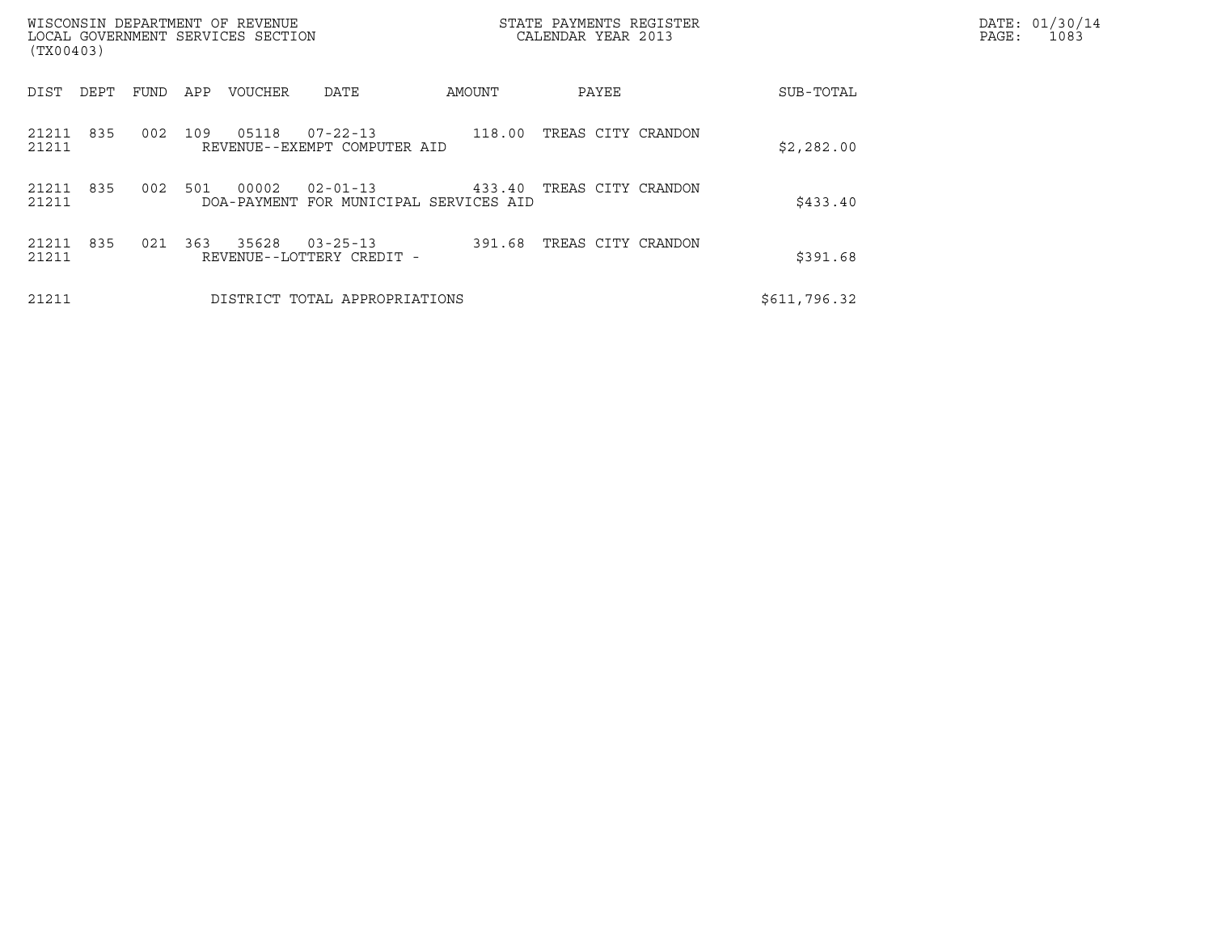WISCONSIN DEPARTMENT OF REVENUE
LOCAL GOVERNMENT SERVICES SECTION
(TX00403)

STATE PAYMENTS REGISTER
CALENDAR YEAR 2013

DATE: 01/30/14
PAGE: 1083

| DIST | DEPT | FUND | APP | VOUCHER | DATE | AMOUNT | PAYEE | SUB-TOTAL |
|---|---|---|---|---|---|---|---|---|
| 21211 | 835 | 002 | 109 | 05118 | 07-22-13 | 118.00 | TREAS CITY CRANDON | |
| 21211 | | | | REVENUE--EXEMPT COMPUTER AID | | | | \$2,282.00 |
| 21211 | 835 | 002 | 501 | 00002 | 02-01-13 | 433.40 | TREAS CITY CRANDON | |
| 21211 | | | | DOA-PAYMENT FOR MUNICIPAL SERVICES AID | | | | \$433.40 |
| 21211 | 835 | 021 | 363 | 35628 | 03-25-13 | 391.68 | TREAS CITY CRANDON | |
| 21211 | | | | REVENUE--LOTTERY CREDIT - | | | | \$391.68 |
| 21211 | | | | DISTRICT TOTAL APPROPRIATIONS | | | | \$611,796.32 |